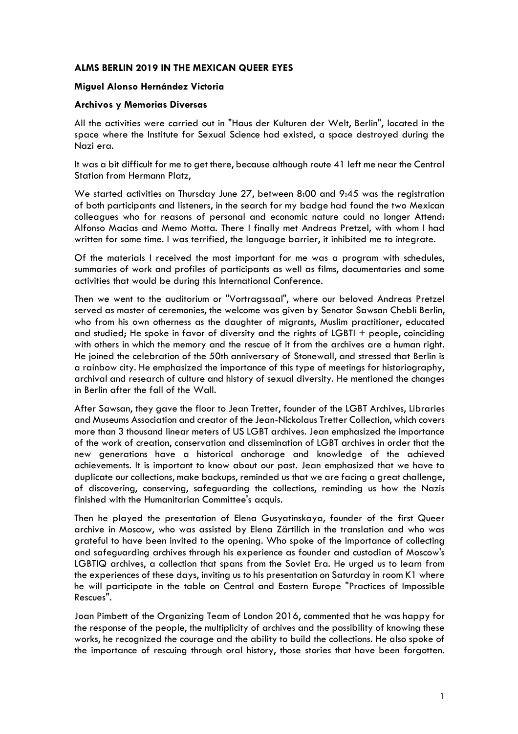**ALMS BERLIN 2019 IN THE MEXICAN QUEER EYES**

**Miguel Alonso Hernández Victoria**

**Archivos y Memorias Diversas**

All the activities were carried out in "Haus der Kulturen der Welt, Berlin", located in the space where the Institute for Sexual Science had existed, a space destroyed during the Nazi era.

It was a bit difficult for me to get there, because although route 41 left me near the Central Station from Hermann Platz,

We started activities on Thursday June 27, between 8:00 and 9:45 was the registration of both participants and listeners, in the search for my badge had found the two Mexican colleagues who for reasons of personal and economic nature could no longer Attend: Alfonso Macias and Memo Motta. There I finally met Andreas Pretzel, with whom I had written for some time. I was terrified, the language barrier, it inhibited me to integrate.

Of the materials I received the most important for me was a program with schedules, summaries of work and profiles of participants as well as films, documentaries and some activities that would be during this International Conference.

Then we went to the auditorium or "Vortragssaal", where our beloved Andreas Pretzel served as master of ceremonies, the welcome was given by Senator Sawsan Chebli Berlin, who from his own otherness as the daughter of migrants, Muslim practitioner, educated and studied; He spoke in favor of diversity and the rights of LGBTI + people, coinciding with others in which the memory and the rescue of it from the archives are a human right. He joined the celebration of the 50th anniversary of Stonewall, and stressed that Berlin is a rainbow city. He emphasized the importance of this type of meetings for historiography, archival and research of culture and history of sexual diversity. He mentioned the changes in Berlin after the fall of the Wall.

After Sawsan, they gave the floor to Jean Tretter, founder of the LGBT Archives, Libraries and Museums Association and creator of the Jean-Nickolaus Tretter Collection, which covers more than 3 thousand linear meters of US LGBT archives. Jean emphasized the importance of the work of creation, conservation and dissemination of LGBT archives in order that the new generations have a historical anchorage and knowledge of the achieved achievements. It is important to know about our past. Jean emphasized that we have to duplicate our collections, make backups, reminded us that we are facing a great challenge, of discovering, conserving, safeguarding the collections, reminding us how the Nazis finished with the Humanitarian Committee's acquis.

Then he played the presentation of Elena Gusyatinskaya, founder of the first Queer archive in Moscow, who was assisted by Elena Zärtilich in the translation and who was grateful to have been invited to the opening. Who spoke of the importance of collecting and safeguarding archives through his experience as founder and custodian of Moscow's LGBTIQ archives, a collection that spans from the Soviet Era. He urged us to learn from the experiences of these days, inviting us to his presentation on Saturday in room K1 where he will participate in the table on Central and Eastern Europe "Practices of Impossible Rescues".

Joan Pimbett of the Organizing Team of London 2016, commented that he was happy for the response of the people, the multiplicity of archives and the possibility of knowing these works, he recognized the courage and the ability to build the collections. He also spoke of the importance of rescuing through oral history, those stories that have been forgotten.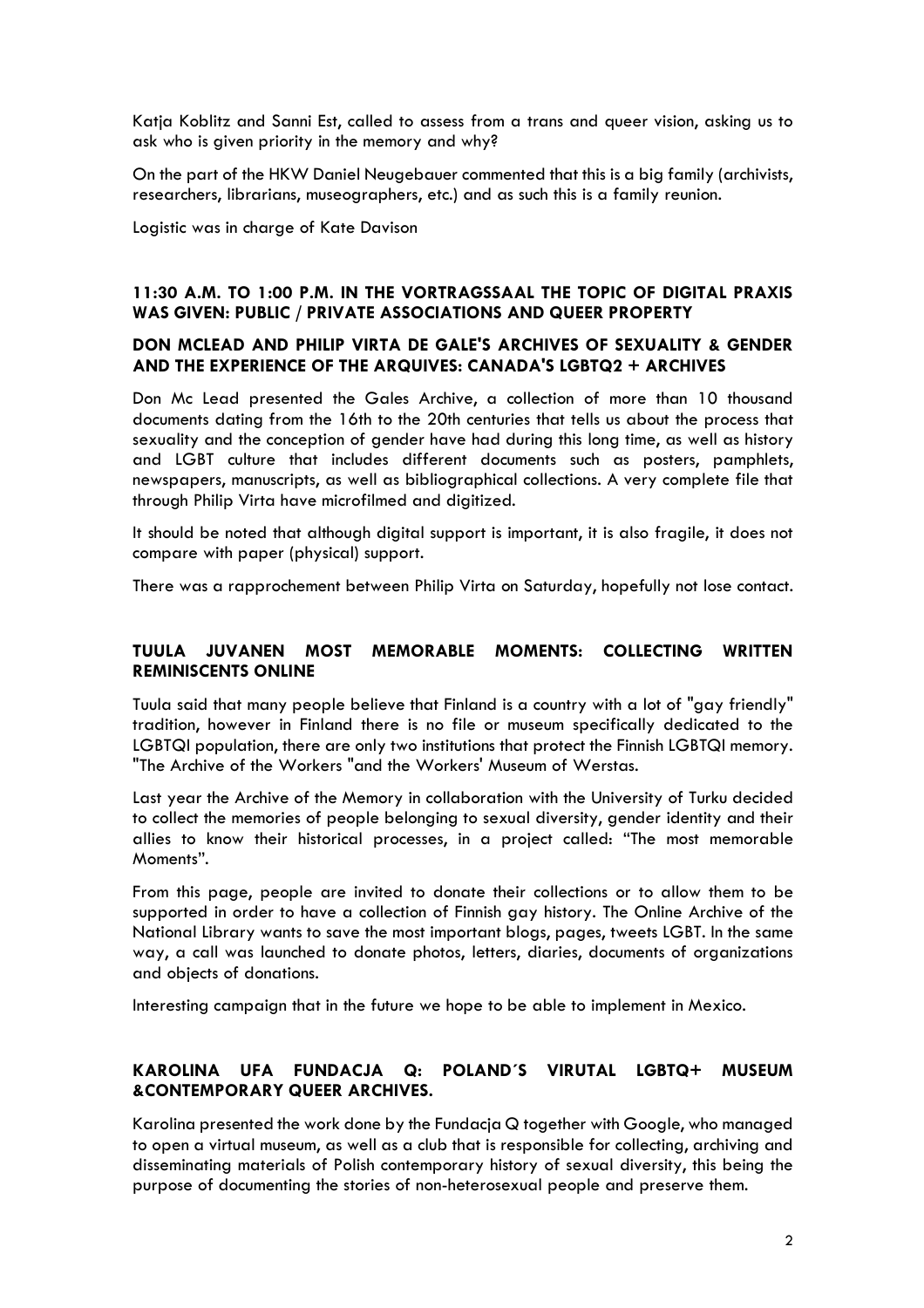Katja Koblitz and Sanni Est, called to assess from a trans and queer vision, asking us to ask who is given priority in the memory and why?

On the part of the HKW Daniel Neugebauer commented that this is a big family (archivists, researchers, librarians, museographers, etc.) and as such this is a family reunion.

Logistic was in charge of Kate Davison

## 11:30 A.M. TO 1:00 P.M. IN THE VORTRAGSSAAL THE TOPIC OF DIGITAL PRAXIS WAS GIVEN: PUBLIC / PRIVATE ASSOCIATIONS AND QUEER PROPERTY

### DON MCLEAD AND PHILIP VIRTA DE GALE'S ARCHIVES OF SEXUALITY & GENDER AND THE EXPERIENCE OF THE ARQUIVES: CANADA'S LGBTQ2 + ARCHIVES

Don Mc Lead presented the Gales Archive, a collection of more than 10 thousand documents dating from the 16th to the 20th centuries that tells us about the process that sexuality and the conception of gender have had during this long time, as well as history and LGBT culture that includes different documents such as posters, pamphlets, newspapers, manuscripts, as well as bibliographical collections. A very complete file that through Philip Virta have microfilmed and digitized.

It should be noted that although digital support is important, it is also fragile, it does not compare with paper (physical) support.

There was a rapprochement between Philip Virta on Saturday, hopefully not lose contact.

### TUULA JUVANEN MOST MEMORABLE MOMENTS: COLLECTING WRITTEN REMINISCENTS ONLINE

Tuula said that many people believe that Finland is a country with a lot of "gay friendly" tradition, however in Finland there is no file or museum specifically dedicated to the LGBTQI population, there are only two institutions that protect the Finnish LGBTQI memory. "The Archive of the Workers "and the Workers' Museum of Werstas.

Last year the Archive of the Memory in collaboration with the University of Turku decided to collect the memories of people belonging to sexual diversity, gender identity and their allies to know their historical processes, in a project called: "The most memorable Moments".

From this page, people are invited to donate their collections or to allow them to be supported in order to have a collection of Finnish gay history. The Online Archive of the National Library wants to save the most important blogs, pages, tweets LGBT. In the same way, a call was launched to donate photos, letters, diaries, documents of organizations and objects of donations.

Interesting campaign that in the future we hope to be able to implement in Mexico.

### KAROLINA UFA FUNDACJA Q: POLAND´S VIRUTAL LGBTQ+ MUSEUM &CONTEMPORARY QUEER ARCHIVES.

Karolina presented the work done by the Fundacja Q together with Google, who managed to open a virtual museum, as well as a club that is responsible for collecting, archiving and disseminating materials of Polish contemporary history of sexual diversity, this being the purpose of documenting the stories of non-heterosexual people and preserve them.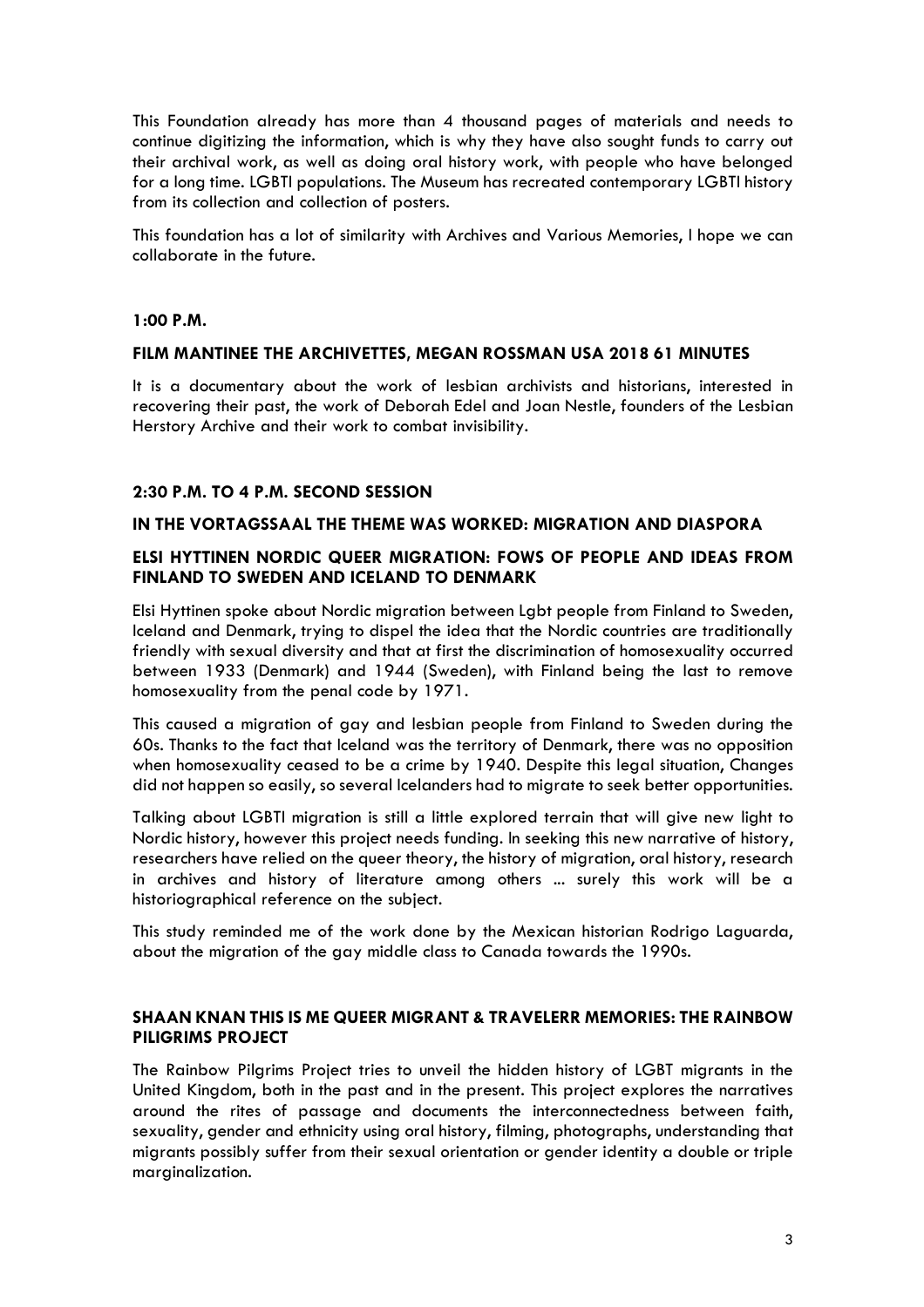This Foundation already has more than 4 thousand pages of materials and needs to continue digitizing the information, which is why they have also sought funds to carry out their archival work, as well as doing oral history work, with people who have belonged for a long time. LGBTI populations. The Museum has recreated contemporary LGBTI history from its collection and collection of posters.

This foundation has a lot of similarity with Archives and Various Memories, I hope we can collaborate in the future.

**1:00 P.M.**

**FILM MANTINEE THE ARCHIVETTES, MEGAN ROSSMAN USA 2018 61 MINUTES**

It is a documentary about the work of lesbian archivists and historians, interested in recovering their past, the work of Deborah Edel and Joan Nestle, founders of the Lesbian Herstory Archive and their work to combat invisibility.

**2:30 P.M. TO 4 P.M. SECOND SESSION**

**IN THE VORTAGSSAAL THE THEME WAS WORKED: MIGRATION AND DIASPORA**

**ELSI HYTTINEN NORDIC QUEER MIGRATION: FOWS OF PEOPLE AND IDEAS FROM FINLAND TO SWEDEN AND ICELAND TO DENMARK**

Elsi Hyttinen spoke about Nordic migration between Lgbt people from Finland to Sweden, Iceland and Denmark, trying to dispel the idea that the Nordic countries are traditionally friendly with sexual diversity and that at first the discrimination of homosexuality occurred between 1933 (Denmark) and 1944 (Sweden), with Finland being the last to remove homosexuality from the penal code by 1971.

This caused a migration of gay and lesbian people from Finland to Sweden during the 60s. Thanks to the fact that Iceland was the territory of Denmark, there was no opposition when homosexuality ceased to be a crime by 1940. Despite this legal situation, Changes did not happen so easily, so several Icelanders had to migrate to seek better opportunities.

Talking about LGBTI migration is still a little explored terrain that will give new light to Nordic history, however this project needs funding. In seeking this new narrative of history, researchers have relied on the queer theory, the history of migration, oral history, research in archives and history of literature among others ... surely this work will be a historiographical reference on the subject.

This study reminded me of the work done by the Mexican historian Rodrigo Laguarda, about the migration of the gay middle class to Canada towards the 1990s.

**SHAAN KNAN THIS IS ME QUEER MIGRANT & TRAVELERR MEMORIES: THE RAINBOW PILIGRIMS PROJECT**

The Rainbow Pilgrims Project tries to unveil the hidden history of LGBT migrants in the United Kingdom, both in the past and in the present. This project explores the narratives around the rites of passage and documents the interconnectedness between faith, sexuality, gender and ethnicity using oral history, filming, photographs, understanding that migrants possibly suffer from their sexual orientation or gender identity a double or triple marginalization.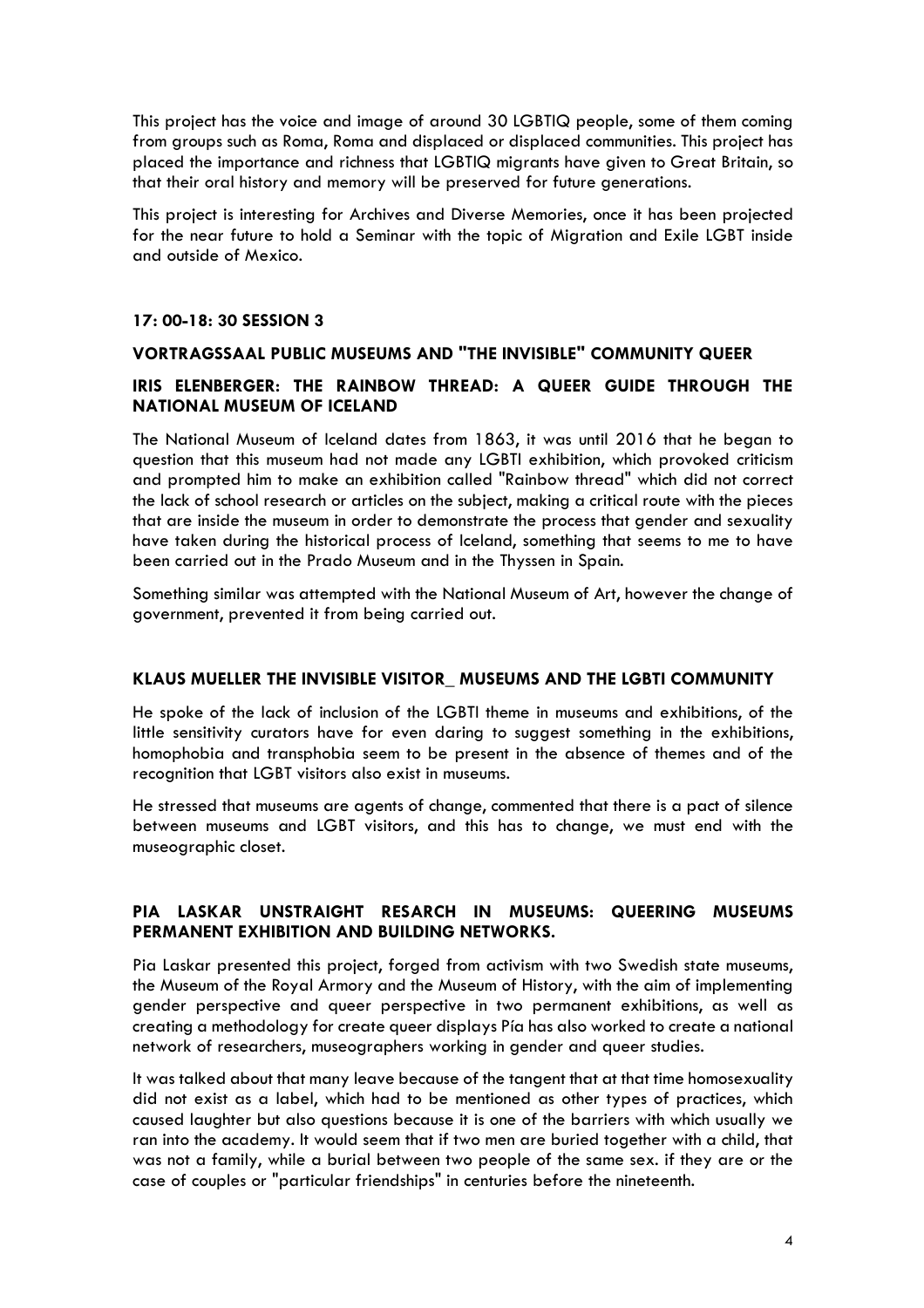This project has the voice and image of around 30 LGBTIQ people, some of them coming from groups such as Roma, Roma and displaced or displaced communities. This project has placed the importance and richness that LGBTIQ migrants have given to Great Britain, so that their oral history and memory will be preserved for future generations.

This project is interesting for Archives and Diverse Memories, once it has been projected for the near future to hold a Seminar with the topic of Migration and Exile LGBT inside and outside of Mexico.

**17: 00-18: 30 SESSION 3**

**VORTRAGSSAAL PUBLIC MUSEUMS AND "THE INVISIBLE" COMMUNITY QUEER**

**IRIS ELENBERGER: THE RAINBOW THREAD: A QUEER GUIDE THROUGH THE NATIONAL MUSEUM OF ICELAND**

The National Museum of Iceland dates from 1863, it was until 2016 that he began to question that this museum had not made any LGBTI exhibition, which provoked criticism and prompted him to make an exhibition called "Rainbow thread" which did not correct the lack of school research or articles on the subject, making a critical route with the pieces that are inside the museum in order to demonstrate the process that gender and sexuality have taken during the historical process of Iceland, something that seems to me to have been carried out in the Prado Museum and in the Thyssen in Spain.

Something similar was attempted with the National Museum of Art, however the change of government, prevented it from being carried out.

**KLAUS MUELLER THE INVISIBLE VISITOR_ MUSEUMS AND THE LGBTI COMMUNITY**

He spoke of the lack of inclusion of the LGBTI theme in museums and exhibitions, of the little sensitivity curators have for even daring to suggest something in the exhibitions, homophobia and transphobia seem to be present in the absence of themes and of the recognition that LGBT visitors also exist in museums.

He stressed that museums are agents of change, commented that there is a pact of silence between museums and LGBT visitors, and this has to change, we must end with the museographic closet.

**PIA LASKAR UNSTRAIGHT RESARCH IN MUSEUMS: QUEERING MUSEUMS PERMANENT EXHIBITION AND BUILDING NETWORKS.**

Pia Laskar presented this project, forged from activism with two Swedish state museums, the Museum of the Royal Armory and the Museum of History, with the aim of implementing gender perspective and queer perspective in two permanent exhibitions, as well as creating a methodology for create queer displays Pía has also worked to create a national network of researchers, museographers working in gender and queer studies.

It was talked about that many leave because of the tangent that at that time homosexuality did not exist as a label, which had to be mentioned as other types of practices, which caused laughter but also questions because it is one of the barriers with which usually we ran into the academy. It would seem that if two men are buried together with a child, that was not a family, while a burial between two people of the same sex. if they are or the case of couples or "particular friendships" in centuries before the nineteenth.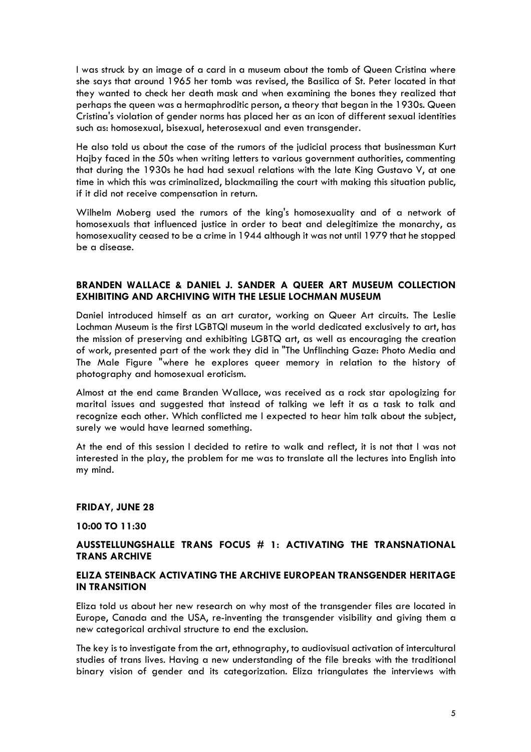I was struck by an image of a card in a museum about the tomb of Queen Cristina where she says that around 1965 her tomb was revised, the Basilica of St. Peter located in that they wanted to check her death mask and when examining the bones they realized that perhaps the queen was a hermaphroditic person, a theory that began in the 1930s. Queen Cristina's violation of gender norms has placed her as an icon of different sexual identities such as: homosexual, bisexual, heterosexual and even transgender.

He also told us about the case of the rumors of the judicial process that businessman Kurt Hajby faced in the 50s when writing letters to various government authorities, commenting that during the 1930s he had had sexual relations with the late King Gustavo V, at one time in which this was criminalized, blackmailing the court with making this situation public, if it did not receive compensation in return.

Wilhelm Moberg used the rumors of the king's homosexuality and of a network of homosexuals that influenced justice in order to beat and delegitimize the monarchy, as homosexuality ceased to be a crime in 1944 although it was not until 1979 that he stopped be a disease.

**BRANDEN WALLACE & DANIEL J. SANDER A QUEER ART MUSEUM COLLECTION EXHIBITING AND ARCHIVING WITH THE LESLIE LOCHMAN MUSEUM**

Daniel introduced himself as an art curator, working on Queer Art circuits. The Leslie Lochman Museum is the first LGBTQI museum in the world dedicated exclusively to art, has the mission of preserving and exhibiting LGBTQ art, as well as encouraging the creation of work, presented part of the work they did in "The Unflinching Gaze: Photo Media and The Male Figure "where he explores queer memory in relation to the history of photography and homosexual eroticism.

Almost at the end came Branden Wallace, was received as a rock star apologizing for marital issues and suggested that instead of talking we left it as a task to talk and recognize each other. Which conflicted me I expected to hear him talk about the subject, surely we would have learned something.

At the end of this session I decided to retire to walk and reflect, it is not that I was not interested in the play, the problem for me was to translate all the lectures into English into my mind.

**FRIDAY, JUNE 28**

**10:00 TO 11:30**

**AUSSTELLUNGSHALLE TRANS FOCUS # 1: ACTIVATING THE TRANSNATIONAL TRANS ARCHIVE**

**ELIZA STEINBACK ACTIVATING THE ARCHIVE EUROPEAN TRANSGENDER HERITAGE IN TRANSITION**

Eliza told us about her new research on why most of the transgender files are located in Europe, Canada and the USA, re-inventing the transgender visibility and giving them a new categorical archival structure to end the exclusion.

The key is to investigate from the art, ethnography, to audiovisual activation of intercultural studies of trans lives. Having a new understanding of the file breaks with the traditional binary vision of gender and its categorization. Eliza triangulates the interviews with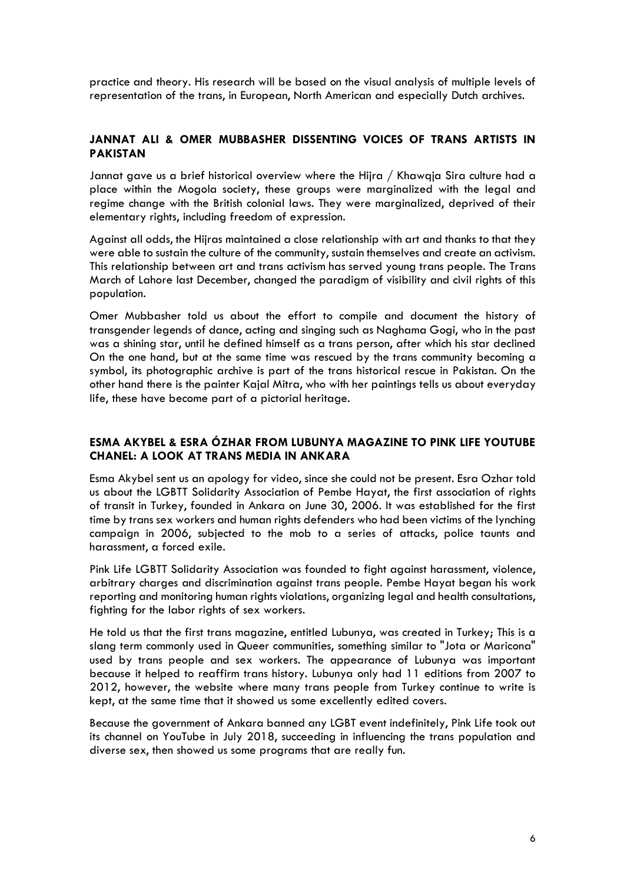practice and theory. His research will be based on the visual analysis of multiple levels of representation of the trans, in European, North American and especially Dutch archives.

### JANNAT ALI & OMER MUBBASHER DISSENTING VOICES OF TRANS ARTISTS IN PAKISTAN

Jannat gave us a brief historical overview where the Hijra / Khawqja Sira culture had a place within the Mogola society, these groups were marginalized with the legal and regime change with the British colonial laws. They were marginalized, deprived of their elementary rights, including freedom of expression.

Against all odds, the Hijras maintained a close relationship with art and thanks to that they were able to sustain the culture of the community, sustain themselves and create an activism. This relationship between art and trans activism has served young trans people. The Trans March of Lahore last December, changed the paradigm of visibility and civil rights of this population.

Omer Mubbasher told us about the effort to compile and document the history of transgender legends of dance, acting and singing such as Naghama Gogi, who in the past was a shining star, until he defined himself as a trans person, after which his star declined On the one hand, but at the same time was rescued by the trans community becoming a symbol, its photographic archive is part of the trans historical rescue in Pakistan. On the other hand there is the painter Kajal Mitra, who with her paintings tells us about everyday life, these have become part of a pictorial heritage.

### ESMA AKYBEL & ESRA ÓZHAR FROM LUBUNYA MAGAZINE TO PINK LIFE YOUTUBE CHANEL: A LOOK AT TRANS MEDIA IN ANKARA

Esma Akybel sent us an apology for video, since she could not be present. Esra Ozhar told us about the LGBTT Solidarity Association of Pembe Hayat, the first association of rights of transit in Turkey, founded in Ankara on June 30, 2006. It was established for the first time by trans sex workers and human rights defenders who had been victims of the lynching campaign in 2006, subjected to the mob to a series of attacks, police taunts and harassment, a forced exile.

Pink Life LGBTT Solidarity Association was founded to fight against harassment, violence, arbitrary charges and discrimination against trans people. Pembe Hayat began his work reporting and monitoring human rights violations, organizing legal and health consultations, fighting for the labor rights of sex workers.

He told us that the first trans magazine, entitled Lubunya, was created in Turkey; This is a slang term commonly used in Queer communities, something similar to "Jota or Maricona" used by trans people and sex workers. The appearance of Lubunya was important because it helped to reaffirm trans history. Lubunya only had 11 editions from 2007 to 2012, however, the website where many trans people from Turkey continue to write is kept, at the same time that it showed us some excellently edited covers.

Because the government of Ankara banned any LGBT event indefinitely, Pink Life took out its channel on YouTube in July 2018, succeeding in influencing the trans population and diverse sex, then showed us some programs that are really fun.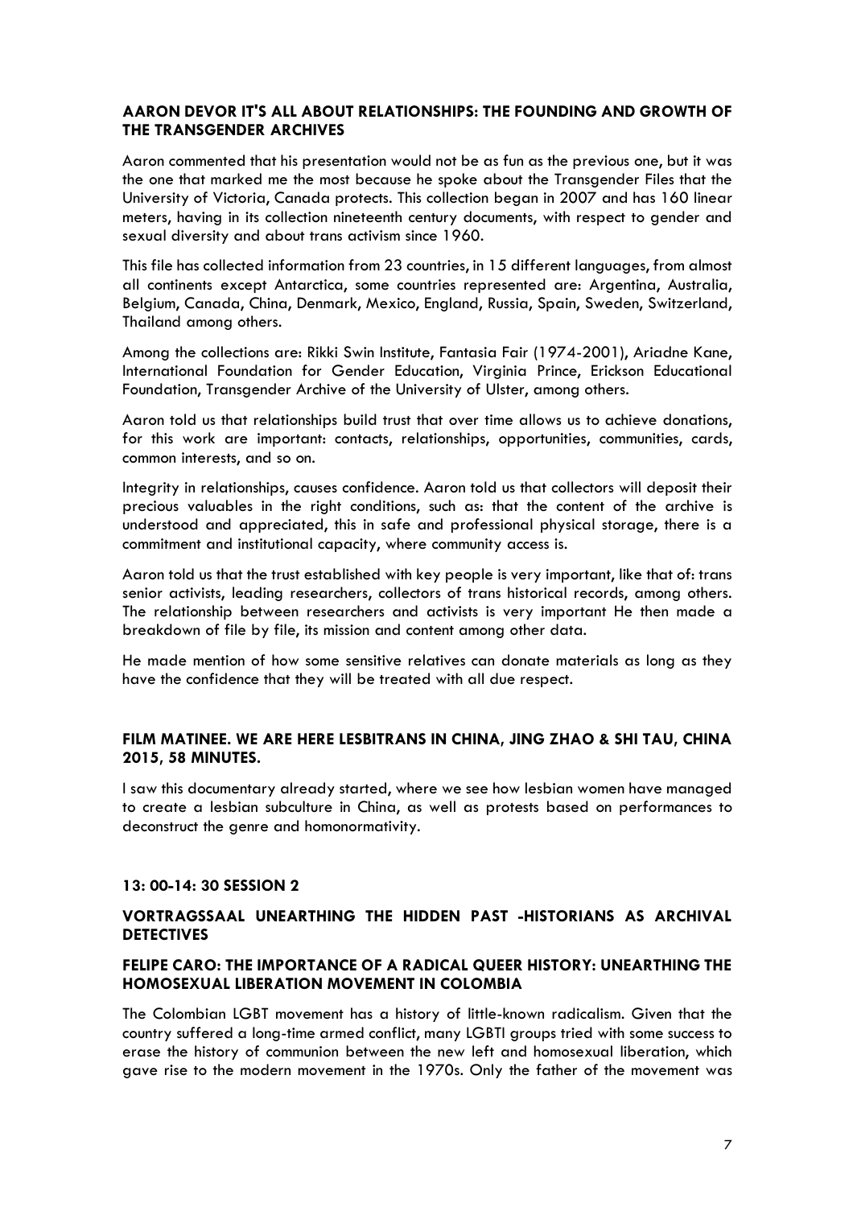### AARON DEVOR IT'S ALL ABOUT RELATIONSHIPS: THE FOUNDING AND GROWTH OF THE TRANSGENDER ARCHIVES

Aaron commented that his presentation would not be as fun as the previous one, but it was the one that marked me the most because he spoke about the Transgender Files that the University of Victoria, Canada protects. This collection began in 2007 and has 160 linear meters, having in its collection nineteenth century documents, with respect to gender and sexual diversity and about trans activism since 1960.

This file has collected information from 23 countries, in 15 different languages, from almost all continents except Antarctica, some countries represented are: Argentina, Australia, Belgium, Canada, China, Denmark, Mexico, England, Russia, Spain, Sweden, Switzerland, Thailand among others.

Among the collections are: Rikki Swin Institute, Fantasia Fair (1974-2001), Ariadne Kane, International Foundation for Gender Education, Virginia Prince, Erickson Educational Foundation, Transgender Archive of the University of Ulster, among others.

Aaron told us that relationships build trust that over time allows us to achieve donations, for this work are important: contacts, relationships, opportunities, communities, cards, common interests, and so on.

Integrity in relationships, causes confidence. Aaron told us that collectors will deposit their precious valuables in the right conditions, such as: that the content of the archive is understood and appreciated, this in safe and professional physical storage, there is a commitment and institutional capacity, where community access is.

Aaron told us that the trust established with key people is very important, like that of: trans senior activists, leading researchers, collectors of trans historical records, among others. The relationship between researchers and activists is very important He then made a breakdown of file by file, its mission and content among other data.

He made mention of how some sensitive relatives can donate materials as long as they have the confidence that they will be treated with all due respect.

### FILM MATINEE. WE ARE HERE LESBITRANS IN CHINA, JING ZHAO & SHI TAU, CHINA 2015, 58 MINUTES.

I saw this documentary already started, where we see how lesbian women have managed to create a lesbian subculture in China, as well as protests based on performances to deconstruct the genre and homonormativity.

### 13: 00-14: 30 SESSION 2

### VORTRAGSSAAL UNEARTHING THE HIDDEN PAST -HISTORIANS AS ARCHIVAL DETECTIVES

### FELIPE CARO: THE IMPORTANCE OF A RADICAL QUEER HISTORY: UNEARTHING THE HOMOSEXUAL LIBERATION MOVEMENT IN COLOMBIA

The Colombian LGBT movement has a history of little-known radicalism. Given that the country suffered a long-time armed conflict, many LGBTI groups tried with some success to erase the history of communion between the new left and homosexual liberation, which gave rise to the modern movement in the 1970s. Only the father of the movement was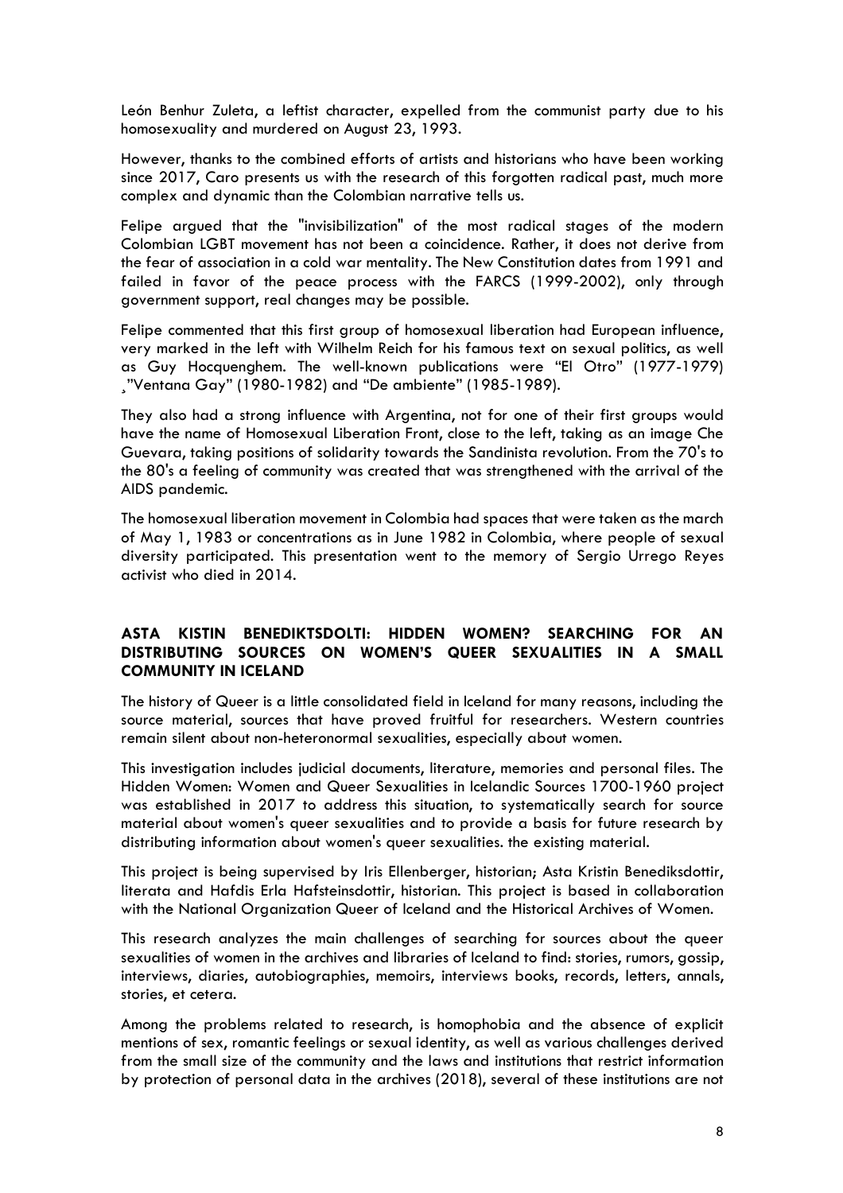León Benhur Zuleta, a leftist character, expelled from the communist party due to his homosexuality and murdered on August 23, 1993.

However, thanks to the combined efforts of artists and historians who have been working since 2017, Caro presents us with the research of this forgotten radical past, much more complex and dynamic than the Colombian narrative tells us.

Felipe argued that the "invisibilization" of the most radical stages of the modern Colombian LGBT movement has not been a coincidence. Rather, it does not derive from the fear of association in a cold war mentality. The New Constitution dates from 1991 and failed in favor of the peace process with the FARCS (1999-2002), only through government support, real changes may be possible.

Felipe commented that this first group of homosexual liberation had European influence, very marked in the left with Wilhelm Reich for his famous text on sexual politics, as well as Guy Hocquenghem. The well-known publications were "El Otro" (1977-1979) ¸"Ventana Gay" (1980-1982) and "De ambiente" (1985-1989).

They also had a strong influence with Argentina, not for one of their first groups would have the name of Homosexual Liberation Front, close to the left, taking as an image Che Guevara, taking positions of solidarity towards the Sandinista revolution. From the 70's to the 80's a feeling of community was created that was strengthened with the arrival of the AIDS pandemic.

The homosexual liberation movement in Colombia had spaces that were taken as the march of May 1, 1983 or concentrations as in June 1982 in Colombia, where people of sexual diversity participated. This presentation went to the memory of Sergio Urrego Reyes activist who died in 2014.

## ASTA KISTIN BENEDIKTSDOLTI: HIDDEN WOMEN? SEARCHING FOR AN DISTRIBUTING SOURCES ON WOMEN'S QUEER SEXUALITIES IN A SMALL COMMUNITY IN ICELAND

The history of Queer is a little consolidated field in Iceland for many reasons, including the source material, sources that have proved fruitful for researchers. Western countries remain silent about non-heteronormal sexualities, especially about women.

This investigation includes judicial documents, literature, memories and personal files. The Hidden Women: Women and Queer Sexualities in Icelandic Sources 1700-1960 project was established in 2017 to address this situation, to systematically search for source material about women's queer sexualities and to provide a basis for future research by distributing information about women's queer sexualities. the existing material.

This project is being supervised by Iris Ellenberger, historian; Asta Kristin Benediksdottir, literata and Hafdis Erla Hafsteinsdottir, historian. This project is based in collaboration with the National Organization Queer of Iceland and the Historical Archives of Women.

This research analyzes the main challenges of searching for sources about the queer sexualities of women in the archives and libraries of Iceland to find: stories, rumors, gossip, interviews, diaries, autobiographies, memoirs, interviews books, records, letters, annals, stories, et cetera.

Among the problems related to research, is homophobia and the absence of explicit mentions of sex, romantic feelings or sexual identity, as well as various challenges derived from the small size of the community and the laws and institutions that restrict information by protection of personal data in the archives (2018), several of these institutions are not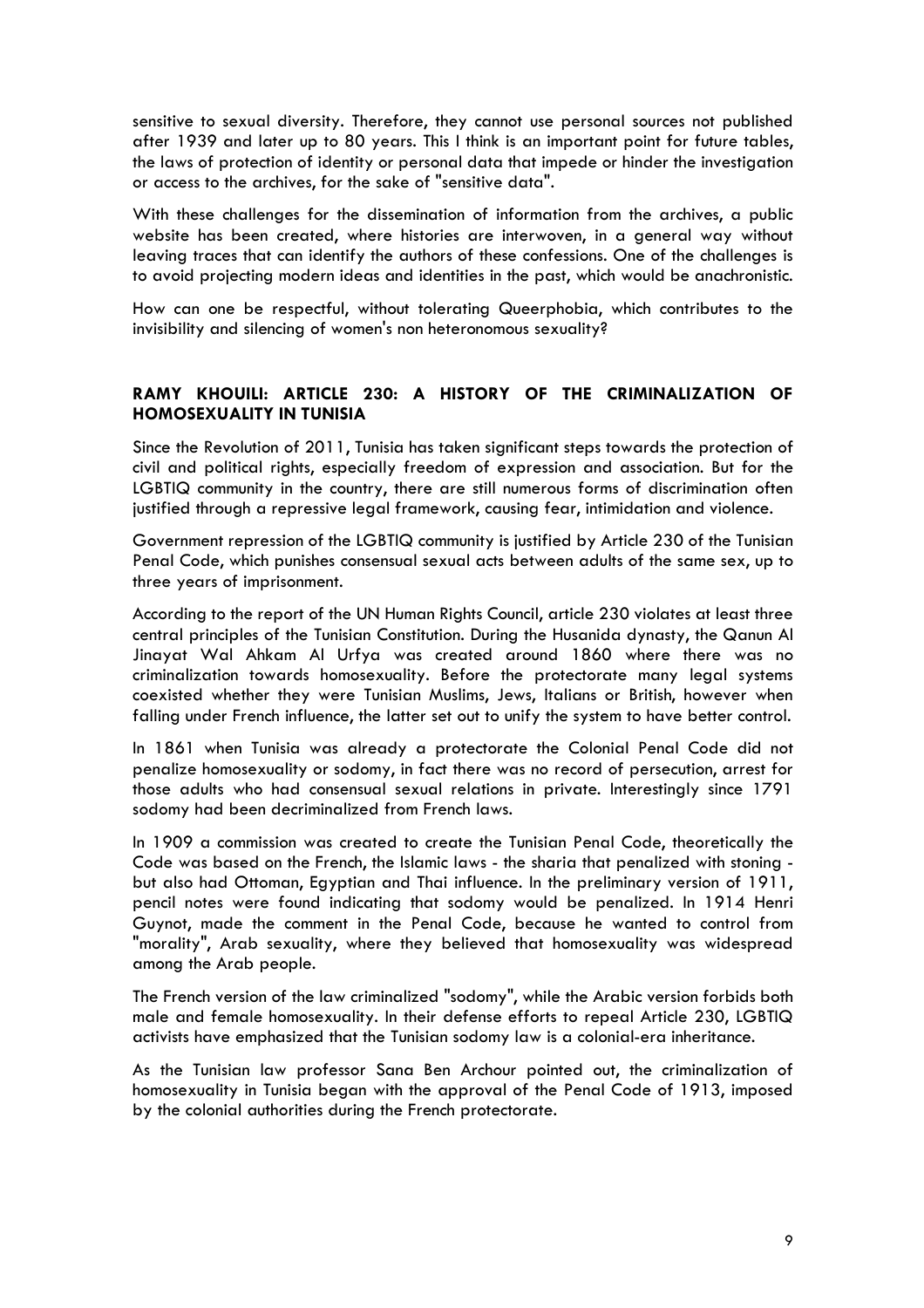sensitive to sexual diversity. Therefore, they cannot use personal sources not published after 1939 and later up to 80 years. This I think is an important point for future tables, the laws of protection of identity or personal data that impede or hinder the investigation or access to the archives, for the sake of "sensitive data".

With these challenges for the dissemination of information from the archives, a public website has been created, where histories are interwoven, in a general way without leaving traces that can identify the authors of these confessions. One of the challenges is to avoid projecting modern ideas and identities in the past, which would be anachronistic.

How can one be respectful, without tolerating Queerphobia, which contributes to the invisibility and silencing of women's non heteronomous sexuality?

## RAMY KHOUILI: ARTICLE 230: A HISTORY OF THE CRIMINALIZATION OF HOMOSEXUALITY IN TUNISIA

Since the Revolution of 2011, Tunisia has taken significant steps towards the protection of civil and political rights, especially freedom of expression and association. But for the LGBTIQ community in the country, there are still numerous forms of discrimination often justified through a repressive legal framework, causing fear, intimidation and violence.

Government repression of the LGBTIQ community is justified by Article 230 of the Tunisian Penal Code, which punishes consensual sexual acts between adults of the same sex, up to three years of imprisonment.

According to the report of the UN Human Rights Council, article 230 violates at least three central principles of the Tunisian Constitution. During the Husanida dynasty, the Qanun Al Jinayat Wal Ahkam Al Urfya was created around 1860 where there was no criminalization towards homosexuality. Before the protectorate many legal systems coexisted whether they were Tunisian Muslims, Jews, Italians or British, however when falling under French influence, the latter set out to unify the system to have better control.

In 1861 when Tunisia was already a protectorate the Colonial Penal Code did not penalize homosexuality or sodomy, in fact there was no record of persecution, arrest for those adults who had consensual sexual relations in private. Interestingly since 1791 sodomy had been decriminalized from French laws.

In 1909 a commission was created to create the Tunisian Penal Code, theoretically the Code was based on the French, the Islamic laws - the sharia that penalized with stoning - but also had Ottoman, Egyptian and Thai influence. In the preliminary version of 1911, pencil notes were found indicating that sodomy would be penalized. In 1914 Henri Guynot, made the comment in the Penal Code, because he wanted to control from "morality", Arab sexuality, where they believed that homosexuality was widespread among the Arab people.

The French version of the law criminalized "sodomy", while the Arabic version forbids both male and female homosexuality. In their defense efforts to repeal Article 230, LGBTIQ activists have emphasized that the Tunisian sodomy law is a colonial-era inheritance.

As the Tunisian law professor Sana Ben Archour pointed out, the criminalization of homosexuality in Tunisia began with the approval of the Penal Code of 1913, imposed by the colonial authorities during the French protectorate.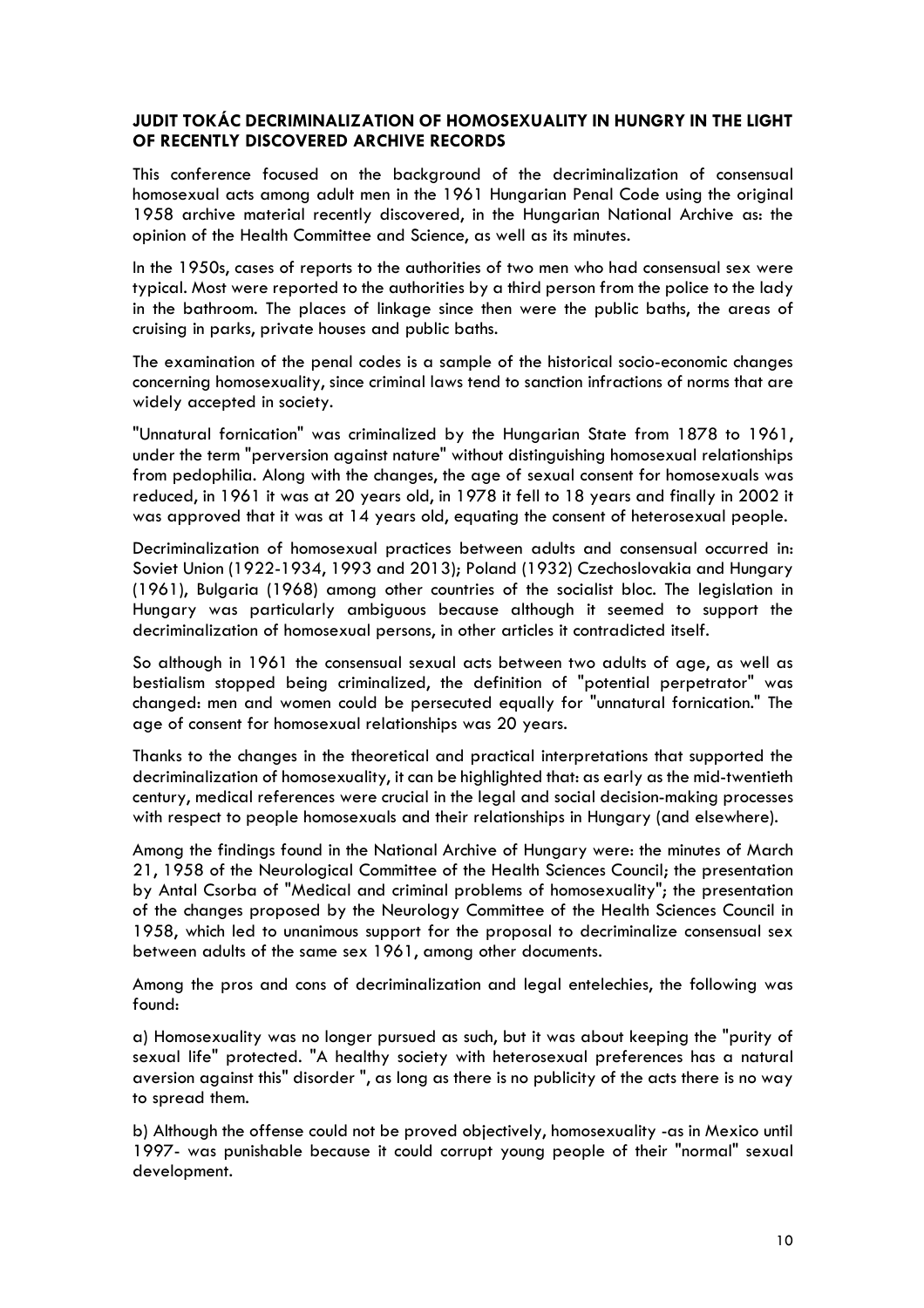**JUDIT TOKÁC DECRIMINALIZATION OF HOMOSEXUALITY IN HUNGRY IN THE LIGHT OF RECENTLY DISCOVERED ARCHIVE RECORDS**

This conference focused on the background of the decriminalization of consensual homosexual acts among adult men in the 1961 Hungarian Penal Code using the original 1958 archive material recently discovered, in the Hungarian National Archive as: the opinion of the Health Committee and Science, as well as its minutes.

In the 1950s, cases of reports to the authorities of two men who had consensual sex were typical. Most were reported to the authorities by a third person from the police to the lady in the bathroom. The places of linkage since then were the public baths, the areas of cruising in parks, private houses and public baths.

The examination of the penal codes is a sample of the historical socio-economic changes concerning homosexuality, since criminal laws tend to sanction infractions of norms that are widely accepted in society.

"Unnatural fornication" was criminalized by the Hungarian State from 1878 to 1961, under the term "perversion against nature" without distinguishing homosexual relationships from pedophilia. Along with the changes, the age of sexual consent for homosexuals was reduced, in 1961 it was at 20 years old, in 1978 it fell to 18 years and finally in 2002 it was approved that it was at 14 years old, equating the consent of heterosexual people.

Decriminalization of homosexual practices between adults and consensual occurred in: Soviet Union (1922-1934, 1993 and 2013); Poland (1932) Czechoslovakia and Hungary (1961), Bulgaria (1968) among other countries of the socialist bloc. The legislation in Hungary was particularly ambiguous because although it seemed to support the decriminalization of homosexual persons, in other articles it contradicted itself.

So although in 1961 the consensual sexual acts between two adults of age, as well as bestialism stopped being criminalized, the definition of "potential perpetrator" was changed: men and women could be persecuted equally for "unnatural fornication." The age of consent for homosexual relationships was 20 years.

Thanks to the changes in the theoretical and practical interpretations that supported the decriminalization of homosexuality, it can be highlighted that: as early as the mid-twentieth century, medical references were crucial in the legal and social decision-making processes with respect to people homosexuals and their relationships in Hungary (and elsewhere).

Among the findings found in the National Archive of Hungary were: the minutes of March 21, 1958 of the Neurological Committee of the Health Sciences Council; the presentation by Antal Csorba of "Medical and criminal problems of homosexuality"; the presentation of the changes proposed by the Neurology Committee of the Health Sciences Council in 1958, which led to unanimous support for the proposal to decriminalize consensual sex between adults of the same sex 1961, among other documents.

Among the pros and cons of decriminalization and legal entelechies, the following was found:

a) Homosexuality was no longer pursued as such, but it was about keeping the "purity of sexual life" protected. "A healthy society with heterosexual preferences has a natural aversion against this" disorder ", as long as there is no publicity of the acts there is no way to spread them.

b) Although the offense could not be proved objectively, homosexuality -as in Mexico until 1997- was punishable because it could corrupt young people of their "normal" sexual development.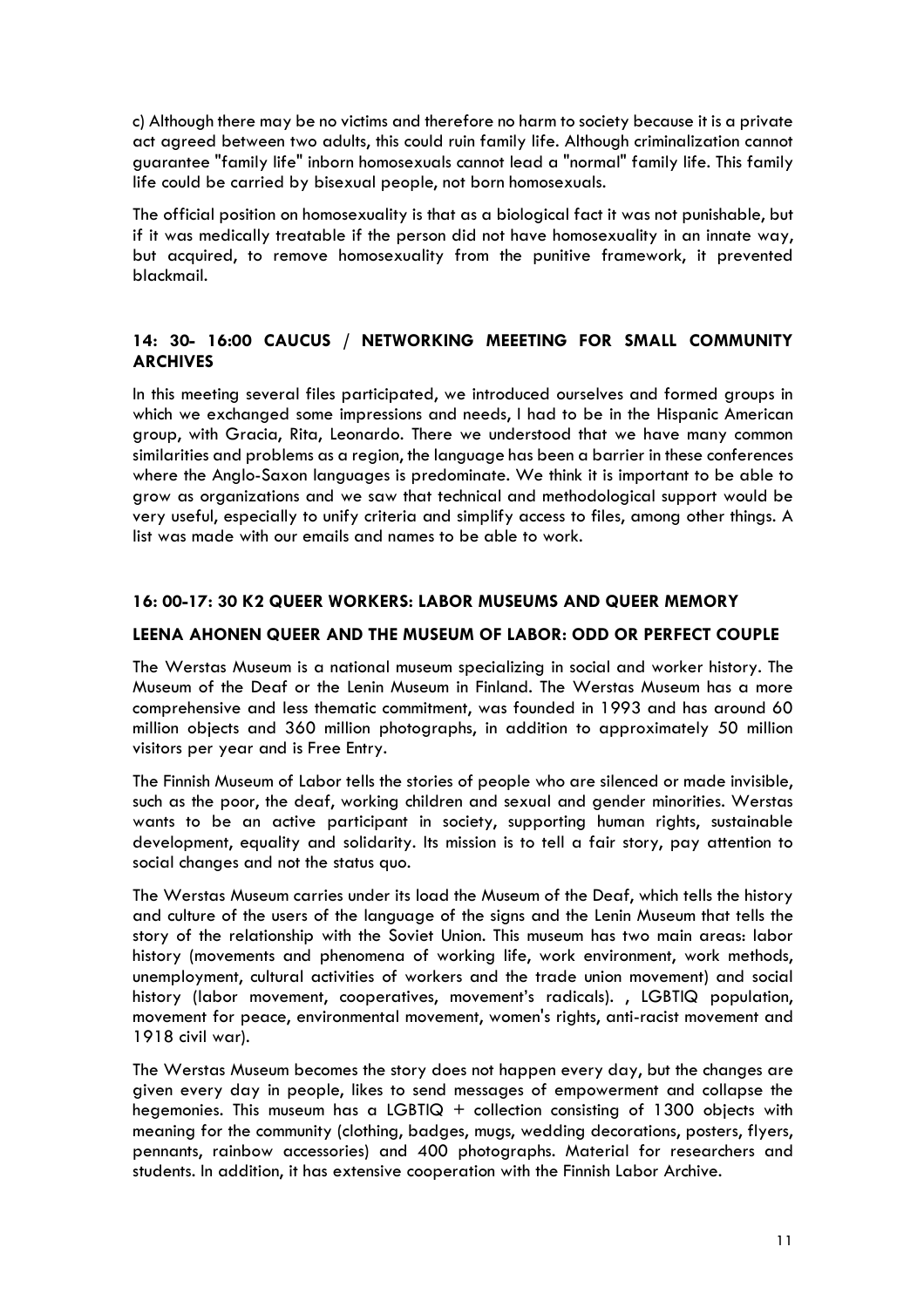c) Although there may be no victims and therefore no harm to society because it is a private act agreed between two adults, this could ruin family life. Although criminalization cannot guarantee "family life" inborn homosexuals cannot lead a "normal" family life. This family life could be carried by bisexual people, not born homosexuals.

The official position on homosexuality is that as a biological fact it was not punishable, but if it was medically treatable if the person did not have homosexuality in an innate way, but acquired, to remove homosexuality from the punitive framework, it prevented blackmail.

## 14: 30- 16:00 CAUCUS / NETWORKING MEEETING FOR SMALL COMMUNITY ARCHIVES

In this meeting several files participated, we introduced ourselves and formed groups in which we exchanged some impressions and needs, I had to be in the Hispanic American group, with Gracia, Rita, Leonardo. There we understood that we have many common similarities and problems as a region, the language has been a barrier in these conferences where the Anglo-Saxon languages is predominate. We think it is important to be able to grow as organizations and we saw that technical and methodological support would be very useful, especially to unify criteria and simplify access to files, among other things. A list was made with our emails and names to be able to work.

## 16: 00-17: 30 K2 QUEER WORKERS: LABOR MUSEUMS AND QUEER MEMORY

### LEENA AHONEN QUEER AND THE MUSEUM OF LABOR: ODD OR PERFECT COUPLE

The Werstas Museum is a national museum specializing in social and worker history. The Museum of the Deaf or the Lenin Museum in Finland. The Werstas Museum has a more comprehensive and less thematic commitment, was founded in 1993 and has around 60 million objects and 360 million photographs, in addition to approximately 50 million visitors per year and is Free Entry.

The Finnish Museum of Labor tells the stories of people who are silenced or made invisible, such as the poor, the deaf, working children and sexual and gender minorities. Werstas wants to be an active participant in society, supporting human rights, sustainable development, equality and solidarity. Its mission is to tell a fair story, pay attention to social changes and not the status quo.

The Werstas Museum carries under its load the Museum of the Deaf, which tells the history and culture of the users of the language of the signs and the Lenin Museum that tells the story of the relationship with the Soviet Union. This museum has two main areas: labor history (movements and phenomena of working life, work environment, work methods, unemployment, cultural activities of workers and the trade union movement) and social history (labor movement, cooperatives, movement's radicals). , LGBTIQ population, movement for peace, environmental movement, women's rights, anti-racist movement and 1918 civil war).

The Werstas Museum becomes the story does not happen every day, but the changes are given every day in people, likes to send messages of empowerment and collapse the hegemonies. This museum has a LGBTIQ + collection consisting of 1300 objects with meaning for the community (clothing, badges, mugs, wedding decorations, posters, flyers, pennants, rainbow accessories) and 400 photographs. Material for researchers and students. In addition, it has extensive cooperation with the Finnish Labor Archive.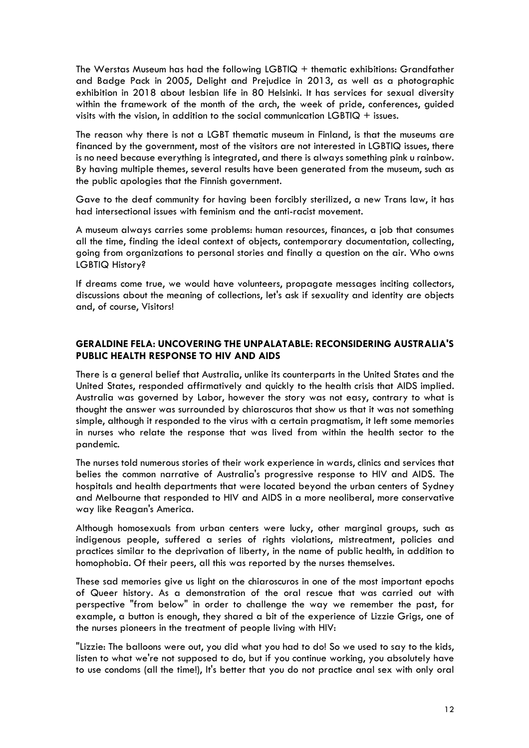The Werstas Museum has had the following LGBTIQ + thematic exhibitions: Grandfather and Badge Pack in 2005, Delight and Prejudice in 2013, as well as a photographic exhibition in 2018 about lesbian life in 80 Helsinki. It has services for sexual diversity within the framework of the month of the arch, the week of pride, conferences, guided visits with the vision, in addition to the social communication LGBTIQ + issues.

The reason why there is not a LGBT thematic museum in Finland, is that the museums are financed by the government, most of the visitors are not interested in LGBTIQ issues, there is no need because everything is integrated, and there is always something pink u rainbow. By having multiple themes, several results have been generated from the museum, such as the public apologies that the Finnish government.

Gave to the deaf community for having been forcibly sterilized, a new Trans law, it has had intersectional issues with feminism and the anti-racist movement.

A museum always carries some problems: human resources, finances, a job that consumes all the time, finding the ideal context of objects, contemporary documentation, collecting, going from organizations to personal stories and finally a question on the air. Who owns LGBTIQ History?

If dreams come true, we would have volunteers, propagate messages inciting collectors, discussions about the meaning of collections, let's ask if sexuality and identity are objects and, of course, Visitors!

### GERALDINE FELA: UNCOVERING THE UNPALATABLE: RECONSIDERING AUSTRALIA'S PUBLIC HEALTH RESPONSE TO HIV AND AIDS

There is a general belief that Australia, unlike its counterparts in the United States and the United States, responded affirmatively and quickly to the health crisis that AIDS implied. Australia was governed by Labor, however the story was not easy, contrary to what is thought the answer was surrounded by chiaroscuros that show us that it was not something simple, although it responded to the virus with a certain pragmatism, it left some memories in nurses who relate the response that was lived from within the health sector to the pandemic.

The nurses told numerous stories of their work experience in wards, clinics and services that belies the common narrative of Australia's progressive response to HIV and AIDS. The hospitals and health departments that were located beyond the urban centers of Sydney and Melbourne that responded to HIV and AIDS in a more neoliberal, more conservative way like Reagan's America.

Although homosexuals from urban centers were lucky, other marginal groups, such as indigenous people, suffered a series of rights violations, mistreatment, policies and practices similar to the deprivation of liberty, in the name of public health, in addition to homophobia. Of their peers, all this was reported by the nurses themselves.

These sad memories give us light on the chiaroscuros in one of the most important epochs of Queer history. As a demonstration of the oral rescue that was carried out with perspective "from below" in order to challenge the way we remember the past, for example, a button is enough, they shared a bit of the experience of Lizzie Grigs, one of the nurses pioneers in the treatment of people living with HIV:

"Lizzie: The balloons were out, you did what you had to do! So we used to say to the kids, listen to what we're not supposed to do, but if you continue working, you absolutely have to use condoms (all the time!), It's better that you do not practice anal sex with only oral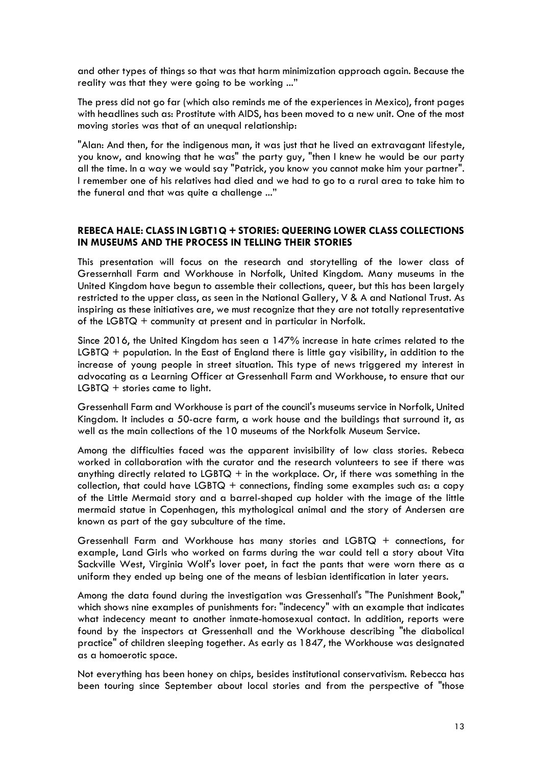and other types of things so that was that harm minimization approach again. Because the reality was that they were going to be working ..."

The press did not go far (which also reminds me of the experiences in Mexico), front pages with headlines such as: Prostitute with AIDS, has been moved to a new unit. One of the most moving stories was that of an unequal relationship:

"Alan: And then, for the indigenous man, it was just that he lived an extravagant lifestyle, you know, and knowing that he was" the party guy, "then I knew he would be our party all the time. In a way we would say "Patrick, you know you cannot make him your partner". I remember one of his relatives had died and we had to go to a rural area to take him to the funeral and that was quite a challenge ..."

### REBECA HALE: CLASS IN LGBT1Q + STORIES: QUEERING LOWER CLASS COLLECTIONS IN MUSEUMS AND THE PROCESS IN TELLING THEIR STORIES

This presentation will focus on the research and storytelling of the lower class of Gressernhall Farm and Workhouse in Norfolk, United Kingdom. Many museums in the United Kingdom have begun to assemble their collections, queer, but this has been largely restricted to the upper class, as seen in the National Gallery, V & A and National Trust. As inspiring as these initiatives are, we must recognize that they are not totally representative of the LGBTQ + community at present and in particular in Norfolk.

Since 2016, the United Kingdom has seen a 147% increase in hate crimes related to the LGBTQ + population. In the East of England there is little gay visibility, in addition to the increase of young people in street situation. This type of news triggered my interest in advocating as a Learning Officer at Gressenhall Farm and Workhouse, to ensure that our LGBTQ + stories came to light.

Gressenhall Farm and Workhouse is part of the council's museums service in Norfolk, United Kingdom. It includes a 50-acre farm, a work house and the buildings that surround it, as well as the main collections of the 10 museums of the Norkfolk Museum Service.

Among the difficulties faced was the apparent invisibility of low class stories. Rebeca worked in collaboration with the curator and the research volunteers to see if there was anything directly related to LGBTQ + in the workplace. Or, if there was something in the collection, that could have LGBTQ + connections, finding some examples such as: a copy of the Little Mermaid story and a barrel-shaped cup holder with the image of the little mermaid statue in Copenhagen, this mythological animal and the story of Andersen are known as part of the gay subculture of the time.

Gressenhall Farm and Workhouse has many stories and LGBTQ + connections, for example, Land Girls who worked on farms during the war could tell a story about Vita Sackville West, Virginia Wolf's lover poet, in fact the pants that were worn there as a uniform they ended up being one of the means of lesbian identification in later years.

Among the data found during the investigation was Gressenhall's "The Punishment Book," which shows nine examples of punishments for: "indecency" with an example that indicates what indecency meant to another inmate-homosexual contact. In addition, reports were found by the inspectors at Gressenhall and the Workhouse describing "the diabolical practice" of children sleeping together. As early as 1847, the Workhouse was designated as a homoerotic space.

Not everything has been honey on chips, besides institutional conservativism. Rebecca has been touring since September about local stories and from the perspective of "those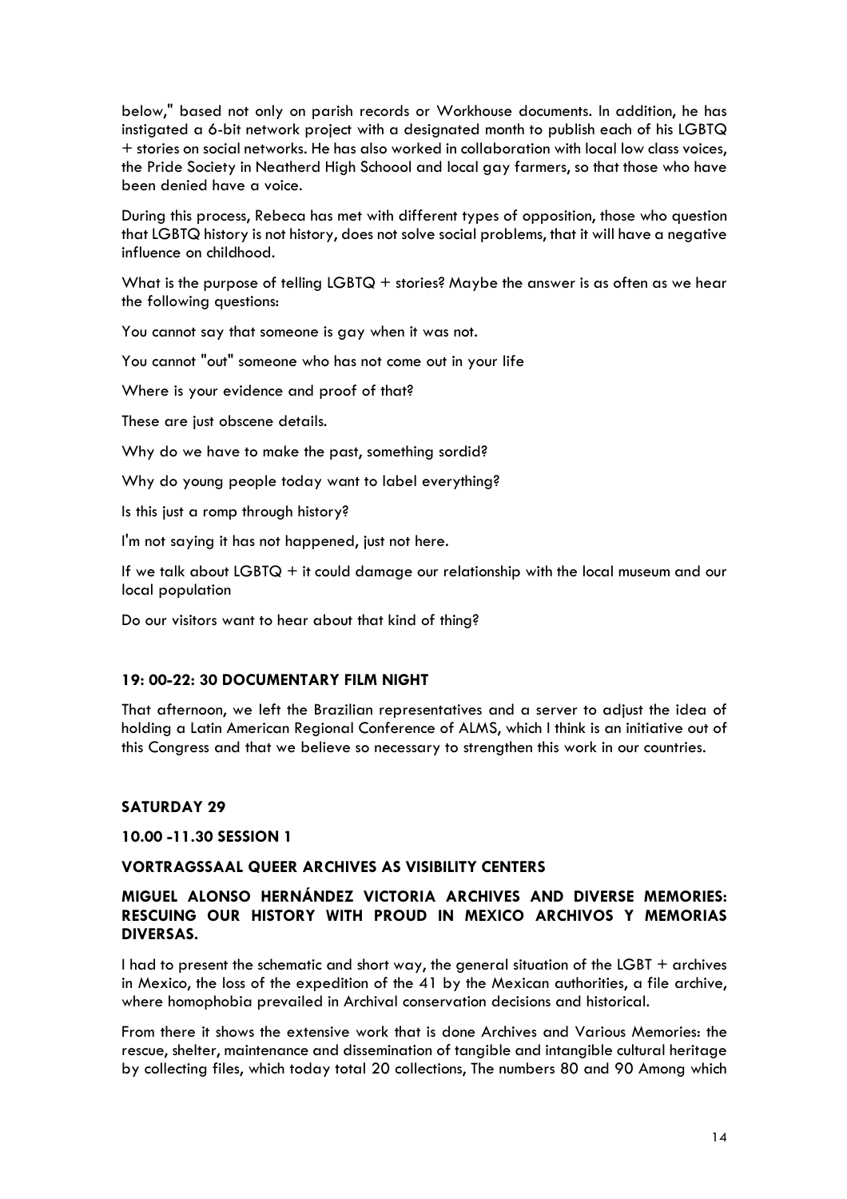below," based not only on parish records or Workhouse documents. In addition, he has instigated a 6-bit network project with a designated month to publish each of his LGBTQ + stories on social networks. He has also worked in collaboration with local low class voices, the Pride Society in Neatherd High Schoool and local gay farmers, so that those who have been denied have a voice.

During this process, Rebeca has met with different types of opposition, those who question that LGBTQ history is not history, does not solve social problems, that it will have a negative influence on childhood.

What is the purpose of telling LGBTQ + stories? Maybe the answer is as often as we hear the following questions:

You cannot say that someone is gay when it was not.

You cannot "out" someone who has not come out in your life

Where is your evidence and proof of that?

These are just obscene details.

Why do we have to make the past, something sordid?

Why do young people today want to label everything?

Is this just a romp through history?

I'm not saying it has not happened, just not here.

If we talk about LGBTQ + it could damage our relationship with the local museum and our local population

Do our visitors want to hear about that kind of thing?

**19: 00-22: 30 DOCUMENTARY FILM NIGHT**

That afternoon, we left the Brazilian representatives and a server to adjust the idea of holding a Latin American Regional Conference of ALMS, which I think is an initiative out of this Congress and that we believe so necessary to strengthen this work in our countries.

**SATURDAY 29**

**10.00 -11.30 SESSION 1**

**VORTRAGSSAAL QUEER ARCHIVES AS VISIBILITY CENTERS**

**MIGUEL ALONSO HERNÁNDEZ VICTORIA ARCHIVES AND DIVERSE MEMORIES: RESCUING OUR HISTORY WITH PROUD IN MEXICO ARCHIVOS Y MEMORIAS DIVERSAS.**

I had to present the schematic and short way, the general situation of the LGBT + archives in Mexico, the loss of the expedition of the 41 by the Mexican authorities, a file archive, where homophobia prevailed in Archival conservation decisions and historical.

From there it shows the extensive work that is done Archives and Various Memories: the rescue, shelter, maintenance and dissemination of tangible and intangible cultural heritage by collecting files, which today total 20 collections, The numbers 80 and 90 Among which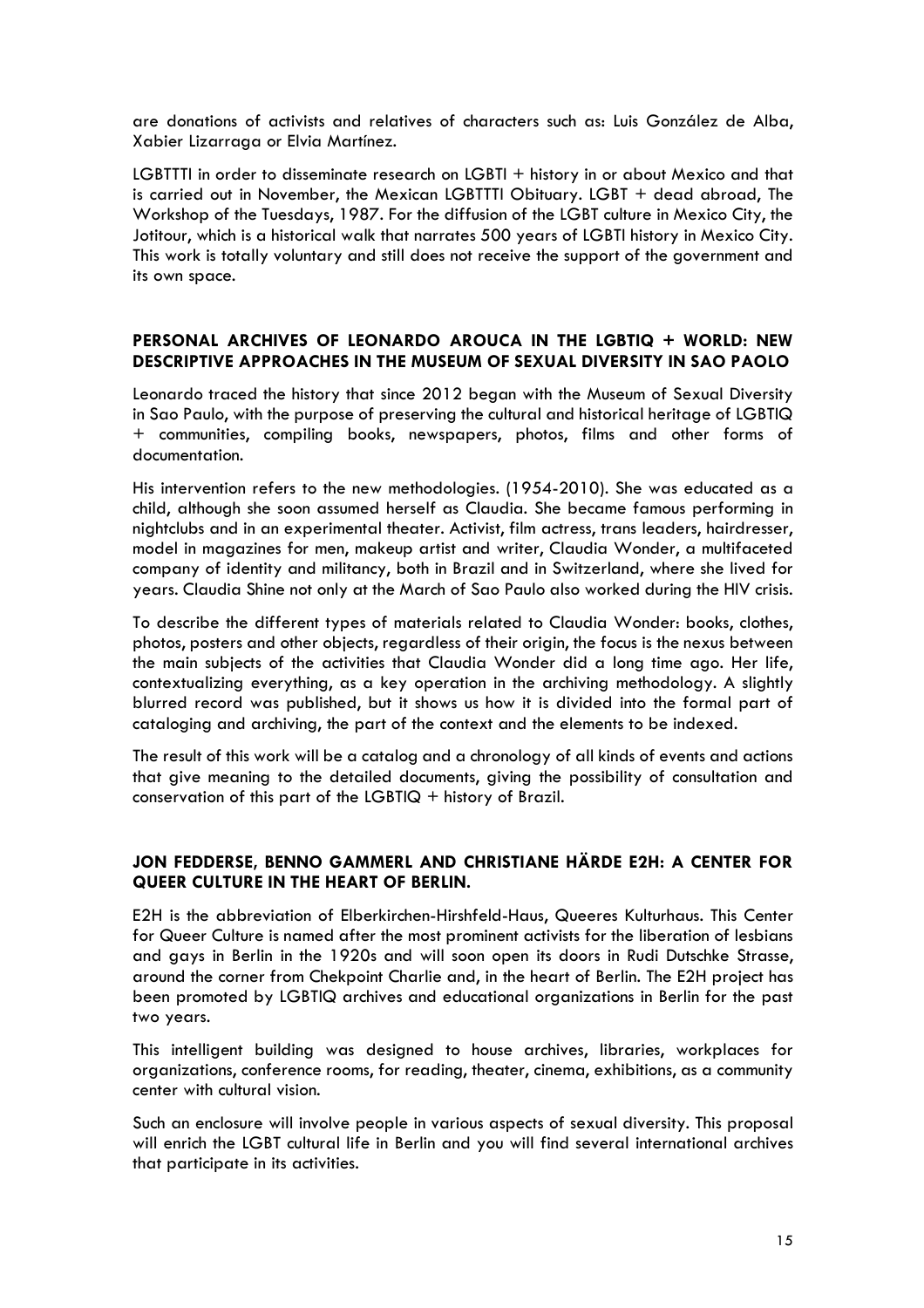are donations of activists and relatives of characters such as: Luis González de Alba, Xabier Lizarraga or Elvia Martínez.

LGBTTTI in order to disseminate research on LGBTI + history in or about Mexico and that is carried out in November, the Mexican LGBTTTI Obituary. LGBT + dead abroad, The Workshop of the Tuesdays, 1987. For the diffusion of the LGBT culture in Mexico City, the Jotitour, which is a historical walk that narrates 500 years of LGBTI history in Mexico City. This work is totally voluntary and still does not receive the support of the government and its own space.

## PERSONAL ARCHIVES OF LEONARDO AROUCA IN THE LGBTIQ + WORLD: NEW DESCRIPTIVE APPROACHES IN THE MUSEUM OF SEXUAL DIVERSITY IN SAO PAOLO

Leonardo traced the history that since 2012 began with the Museum of Sexual Diversity in Sao Paulo, with the purpose of preserving the cultural and historical heritage of LGBTIQ + communities, compiling books, newspapers, photos, films and other forms of documentation.

His intervention refers to the new methodologies. (1954-2010). She was educated as a child, although she soon assumed herself as Claudia. She became famous performing in nightclubs and in an experimental theater. Activist, film actress, trans leaders, hairdresser, model in magazines for men, makeup artist and writer, Claudia Wonder, a multifaceted company of identity and militancy, both in Brazil and in Switzerland, where she lived for years. Claudia Shine not only at the March of Sao Paulo also worked during the HIV crisis.

To describe the different types of materials related to Claudia Wonder: books, clothes, photos, posters and other objects, regardless of their origin, the focus is the nexus between the main subjects of the activities that Claudia Wonder did a long time ago. Her life, contextualizing everything, as a key operation in the archiving methodology. A slightly blurred record was published, but it shows us how it is divided into the formal part of cataloging and archiving, the part of the context and the elements to be indexed.

The result of this work will be a catalog and a chronology of all kinds of events and actions that give meaning to the detailed documents, giving the possibility of consultation and conservation of this part of the LGBTIQ + history of Brazil.

## JON FEDDERSE, BENNO GAMMERL AND CHRISTIANE HÄRDE E2H: A CENTER FOR QUEER CULTURE IN THE HEART OF BERLIN.

E2H is the abbreviation of Elberkirchen-Hirshfeld-Haus, Queeres Kulturhaus. This Center for Queer Culture is named after the most prominent activists for the liberation of lesbians and gays in Berlin in the 1920s and will soon open its doors in Rudi Dutschke Strasse, around the corner from Chekpoint Charlie and, in the heart of Berlin. The E2H project has been promoted by LGBTIQ archives and educational organizations in Berlin for the past two years.

This intelligent building was designed to house archives, libraries, workplaces for organizations, conference rooms, for reading, theater, cinema, exhibitions, as a community center with cultural vision.

Such an enclosure will involve people in various aspects of sexual diversity. This proposal will enrich the LGBT cultural life in Berlin and you will find several international archives that participate in its activities.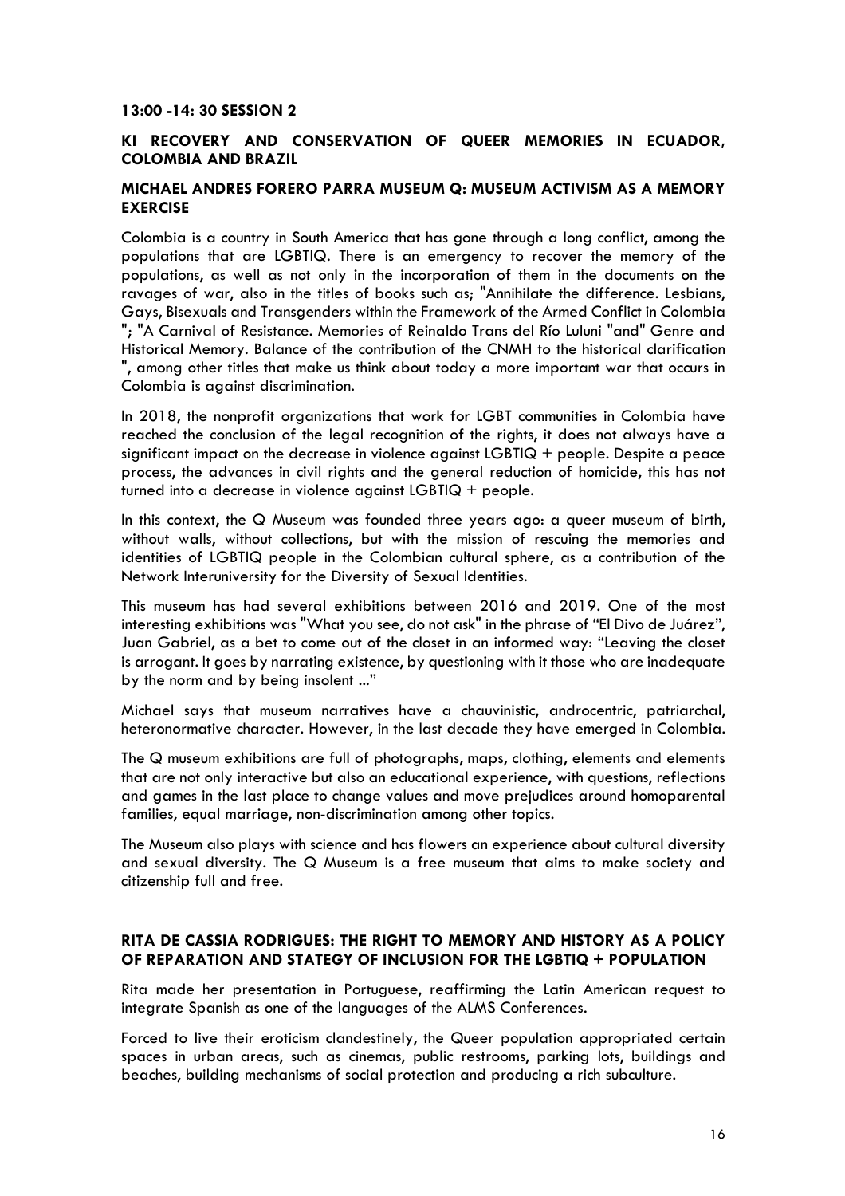**13:00 -14: 30 SESSION 2**

## KI RECOVERY AND CONSERVATION OF QUEER MEMORIES IN ECUADOR, COLOMBIA AND BRAZIL

### MICHAEL ANDRES FORERO PARRA MUSEUM Q: MUSEUM ACTIVISM AS A MEMORY EXERCISE

Colombia is a country in South America that has gone through a long conflict, among the populations that are LGBTIQ. There is an emergency to recover the memory of the populations, as well as not only in the incorporation of them in the documents on the ravages of war, also in the titles of books such as; "Annihilate the difference. Lesbians, Gays, Bisexuals and Transgenders within the Framework of the Armed Conflict in Colombia "; "A Carnival of Resistance. Memories of Reinaldo Trans del Río Luluni "and" Genre and Historical Memory. Balance of the contribution of the CNMH to the historical clarification ", among other titles that make us think about today a more important war that occurs in Colombia is against discrimination.

In 2018, the nonprofit organizations that work for LGBT communities in Colombia have reached the conclusion of the legal recognition of the rights, it does not always have a significant impact on the decrease in violence against LGBTIQ + people. Despite a peace process, the advances in civil rights and the general reduction of homicide, this has not turned into a decrease in violence against LGBTIQ + people.

In this context, the Q Museum was founded three years ago: a queer museum of birth, without walls, without collections, but with the mission of rescuing the memories and identities of LGBTIQ people in the Colombian cultural sphere, as a contribution of the Network Interuniversity for the Diversity of Sexual Identities.

This museum has had several exhibitions between 2016 and 2019. One of the most interesting exhibitions was "What you see, do not ask" in the phrase of "El Divo de Juárez", Juan Gabriel, as a bet to come out of the closet in an informed way: "Leaving the closet is arrogant. It goes by narrating existence, by questioning with it those who are inadequate by the norm and by being insolent ..."

Michael says that museum narratives have a chauvinistic, androcentric, patriarchal, heteronormative character. However, in the last decade they have emerged in Colombia.

The Q museum exhibitions are full of photographs, maps, clothing, elements and elements that are not only interactive but also an educational experience, with questions, reflections and games in the last place to change values and move prejudices around homoparental families, equal marriage, non-discrimination among other topics.

The Museum also plays with science and has flowers an experience about cultural diversity and sexual diversity. The Q Museum is a free museum that aims to make society and citizenship full and free.

### RITA DE CASSIA RODRIGUES: THE RIGHT TO MEMORY AND HISTORY AS A POLICY OF REPARATION AND STATEGY OF INCLUSION FOR THE LGBTIQ + POPULATION

Rita made her presentation in Portuguese, reaffirming the Latin American request to integrate Spanish as one of the languages of the ALMS Conferences.

Forced to live their eroticism clandestinely, the Queer population appropriated certain spaces in urban areas, such as cinemas, public restrooms, parking lots, buildings and beaches, building mechanisms of social protection and producing a rich subculture.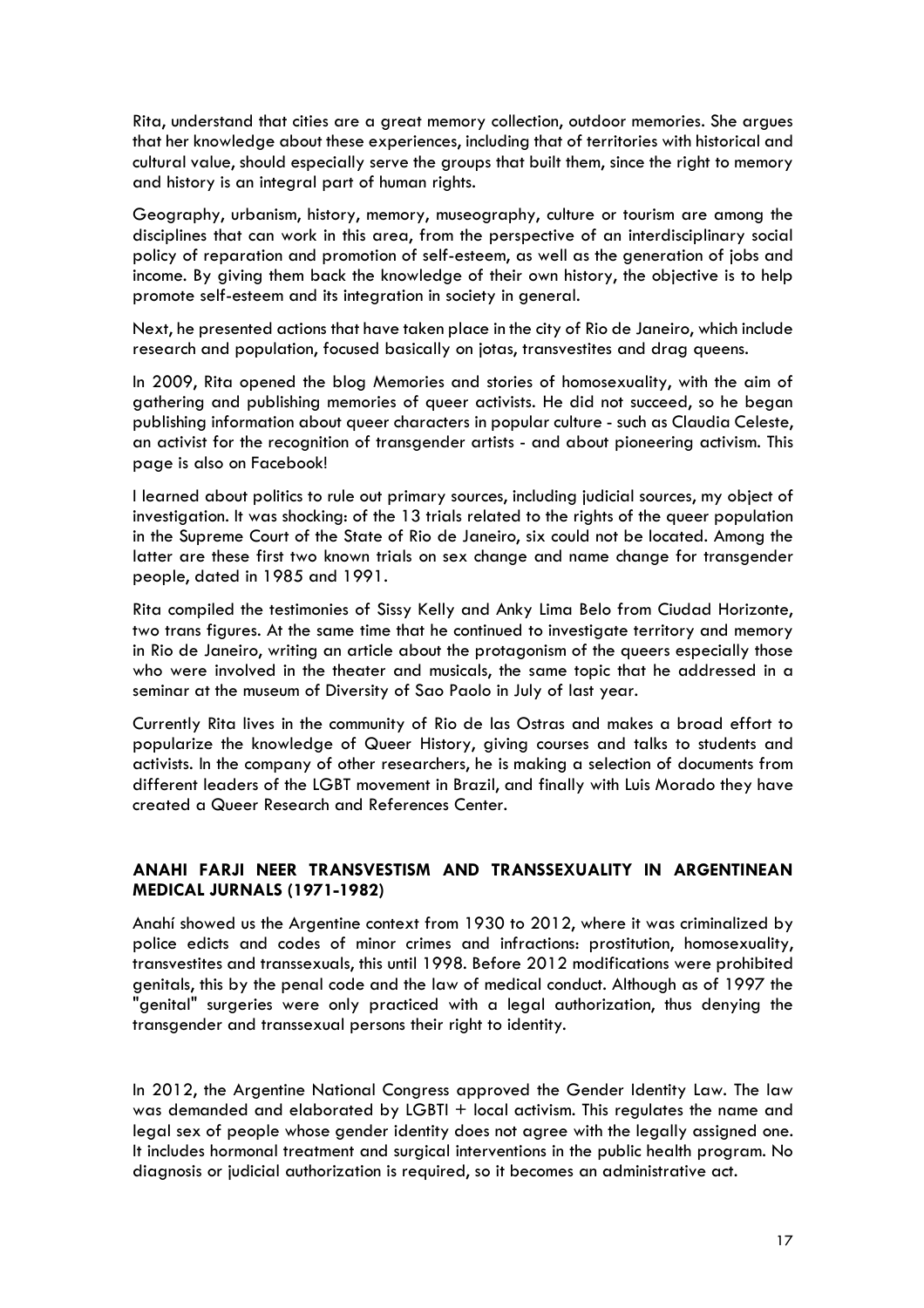Rita, understand that cities are a great memory collection, outdoor memories. She argues that her knowledge about these experiences, including that of territories with historical and cultural value, should especially serve the groups that built them, since the right to memory and history is an integral part of human rights.

Geography, urbanism, history, memory, museography, culture or tourism are among the disciplines that can work in this area, from the perspective of an interdisciplinary social policy of reparation and promotion of self-esteem, as well as the generation of jobs and income. By giving them back the knowledge of their own history, the objective is to help promote self-esteem and its integration in society in general.

Next, he presented actions that have taken place in the city of Rio de Janeiro, which include research and population, focused basically on jotas, transvestites and drag queens.

In 2009, Rita opened the blog Memories and stories of homosexuality, with the aim of gathering and publishing memories of queer activists. He did not succeed, so he began publishing information about queer characters in popular culture - such as Claudia Celeste, an activist for the recognition of transgender artists - and about pioneering activism. This page is also on Facebook!

I learned about politics to rule out primary sources, including judicial sources, my object of investigation. It was shocking: of the 13 trials related to the rights of the queer population in the Supreme Court of the State of Rio de Janeiro, six could not be located. Among the latter are these first two known trials on sex change and name change for transgender people, dated in 1985 and 1991.

Rita compiled the testimonies of Sissy Kelly and Anky Lima Belo from Ciudad Horizonte, two trans figures. At the same time that he continued to investigate territory and memory in Rio de Janeiro, writing an article about the protagonism of the queers especially those who were involved in the theater and musicals, the same topic that he addressed in a seminar at the museum of Diversity of Sao Paolo in July of last year.

Currently Rita lives in the community of Rio de las Ostras and makes a broad effort to popularize the knowledge of Queer History, giving courses and talks to students and activists. In the company of other researchers, he is making a selection of documents from different leaders of the LGBT movement in Brazil, and finally with Luis Morado they have created a Queer Research and References Center.

### ANAHI FARJI NEER TRANSVESTISM AND TRANSSEXUALITY IN ARGENTINEAN MEDICAL JURNALS (1971-1982)

Anahí showed us the Argentine context from 1930 to 2012, where it was criminalized by police edicts and codes of minor crimes and infractions: prostitution, homosexuality, transvestites and transsexuals, this until 1998. Before 2012 modifications were prohibited genitals, this by the penal code and the law of medical conduct. Although as of 1997 the "genital" surgeries were only practiced with a legal authorization, thus denying the transgender and transsexual persons their right to identity.

In 2012, the Argentine National Congress approved the Gender Identity Law. The law was demanded and elaborated by LGBTI + local activism. This regulates the name and legal sex of people whose gender identity does not agree with the legally assigned one. It includes hormonal treatment and surgical interventions in the public health program. No diagnosis or judicial authorization is required, so it becomes an administrative act.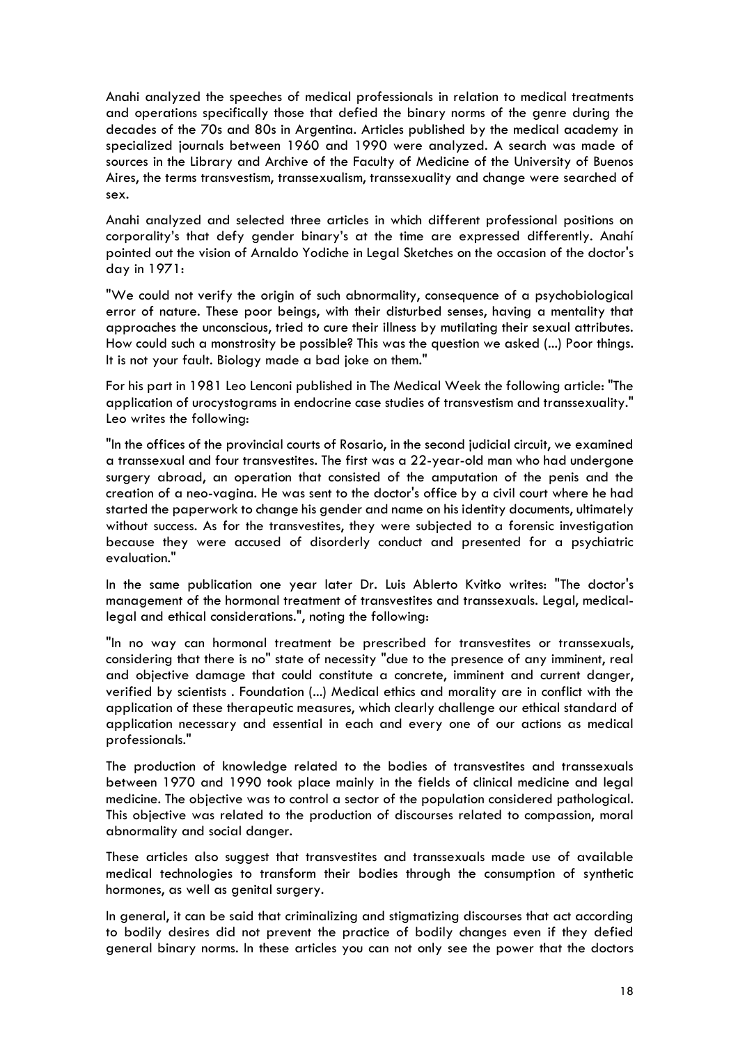Anahi analyzed the speeches of medical professionals in relation to medical treatments and operations specifically those that defied the binary norms of the genre during the decades of the 70s and 80s in Argentina. Articles published by the medical academy in specialized journals between 1960 and 1990 were analyzed. A search was made of sources in the Library and Archive of the Faculty of Medicine of the University of Buenos Aires, the terms transvestism, transsexualism, transsexuality and change were searched of sex.

Anahi analyzed and selected three articles in which different professional positions on corporality's that defy gender binary's at the time are expressed differently. Anahí pointed out the vision of Arnaldo Yodiche in Legal Sketches on the occasion of the doctor's day in 1971:

"We could not verify the origin of such abnormality, consequence of a psychobiological error of nature. These poor beings, with their disturbed senses, having a mentality that approaches the unconscious, tried to cure their illness by mutilating their sexual attributes. How could such a monstrosity be possible? This was the question we asked (...) Poor things. It is not your fault. Biology made a bad joke on them."

For his part in 1981 Leo Lenconi published in The Medical Week the following article: "The application of urocystograms in endocrine case studies of transvestism and transsexuality." Leo writes the following:

"In the offices of the provincial courts of Rosario, in the second judicial circuit, we examined a transsexual and four transvestites. The first was a 22-year-old man who had undergone surgery abroad, an operation that consisted of the amputation of the penis and the creation of a neo-vagina. He was sent to the doctor's office by a civil court where he had started the paperwork to change his gender and name on his identity documents, ultimately without success. As for the transvestites, they were subjected to a forensic investigation because they were accused of disorderly conduct and presented for a psychiatric evaluation."

In the same publication one year later Dr. Luis Ablerto Kvitko writes: "The doctor's management of the hormonal treatment of transvestites and transsexuals. Legal, medical-legal and ethical considerations.", noting the following:

"In no way can hormonal treatment be prescribed for transvestites or transsexuals, considering that there is no" state of necessity "due to the presence of any imminent, real and objective damage that could constitute a concrete, imminent and current danger, verified by scientists . Foundation (...) Medical ethics and morality are in conflict with the application of these therapeutic measures, which clearly challenge our ethical standard of application necessary and essential in each and every one of our actions as medical professionals."

The production of knowledge related to the bodies of transvestites and transsexuals between 1970 and 1990 took place mainly in the fields of clinical medicine and legal medicine. The objective was to control a sector of the population considered pathological. This objective was related to the production of discourses related to compassion, moral abnormality and social danger.

These articles also suggest that transvestites and transsexuals made use of available medical technologies to transform their bodies through the consumption of synthetic hormones, as well as genital surgery.

In general, it can be said that criminalizing and stigmatizing discourses that act according to bodily desires did not prevent the practice of bodily changes even if they defied general binary norms. In these articles you can not only see the power that the doctors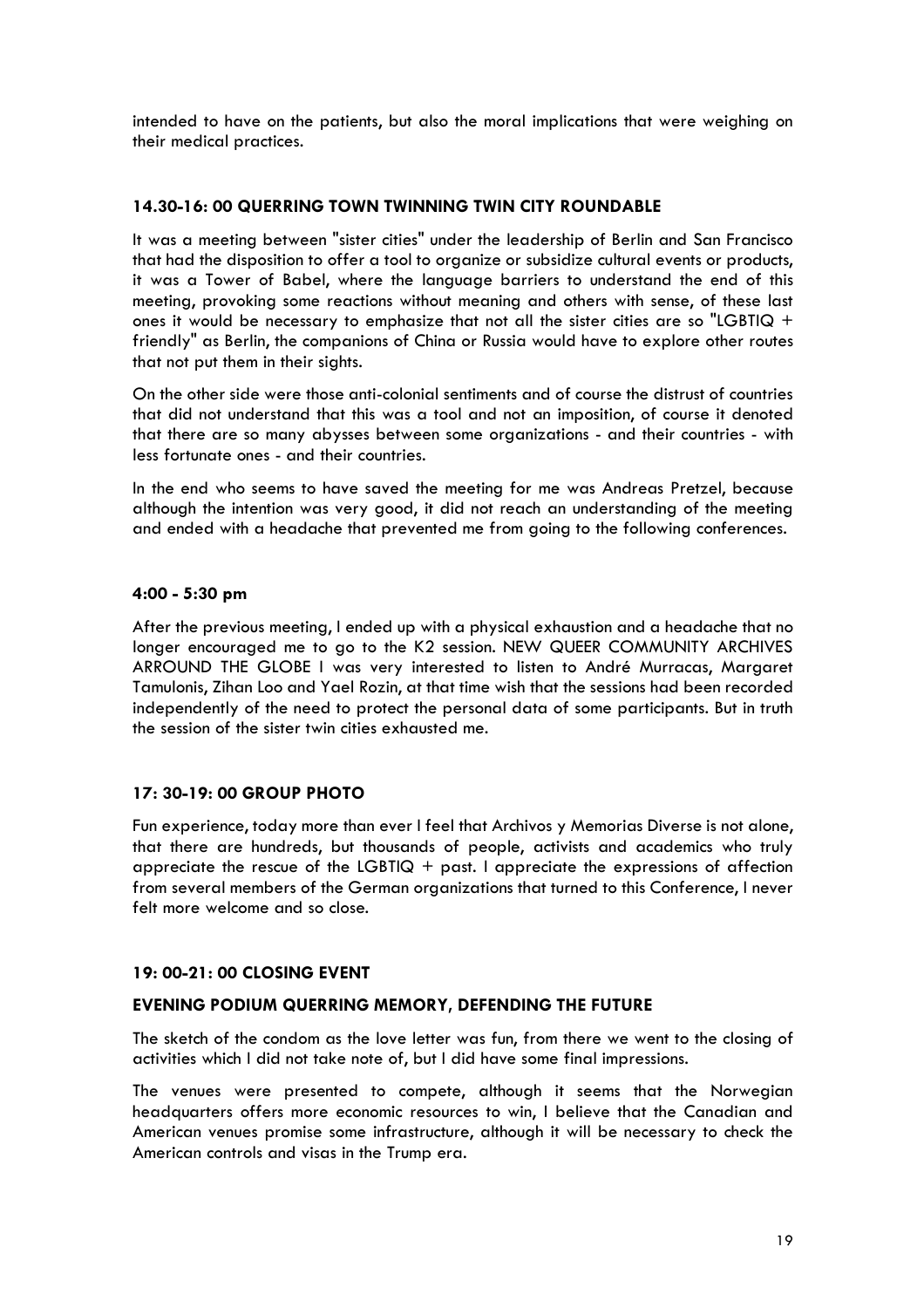intended to have on the patients, but also the moral implications that were weighing on their medical practices.

### 14.30-16: 00 QUERRING TOWN TWINNING TWIN CITY ROUNDABLE

It was a meeting between "sister cities" under the leadership of Berlin and San Francisco that had the disposition to offer a tool to organize or subsidize cultural events or products, it was a Tower of Babel, where the language barriers to understand the end of this meeting, provoking some reactions without meaning and others with sense, of these last ones it would be necessary to emphasize that not all the sister cities are so "LGBTIQ + friendly" as Berlin, the companions of China or Russia would have to explore other routes that not put them in their sights.

On the other side were those anti-colonial sentiments and of course the distrust of countries that did not understand that this was a tool and not an imposition, of course it denoted that there are so many abysses between some organizations - and their countries - with less fortunate ones - and their countries.

In the end who seems to have saved the meeting for me was Andreas Pretzel, because although the intention was very good, it did not reach an understanding of the meeting and ended with a headache that prevented me from going to the following conferences.

### 4:00 - 5:30 pm

After the previous meeting, I ended up with a physical exhaustion and a headache that no longer encouraged me to go to the K2 session. NEW QUEER COMMUNITY ARCHIVES ARROUND THE GLOBE I was very interested to listen to André Murracas, Margaret Tamulonis, Zihan Loo and Yael Rozin, at that time wish that the sessions had been recorded independently of the need to protect the personal data of some participants. But in truth the session of the sister twin cities exhausted me.

### 17: 30-19: 00 GROUP PHOTO

Fun experience, today more than ever I feel that Archivos y Memorias Diverse is not alone, that there are hundreds, but thousands of people, activists and academics who truly appreciate the rescue of the LGBTIQ + past. I appreciate the expressions of affection from several members of the German organizations that turned to this Conference, I never felt more welcome and so close.

### 19: 00-21: 00 CLOSING EVENT

### EVENING PODIUM QUERRING MEMORY, DEFENDING THE FUTURE

The sketch of the condom as the love letter was fun, from there we went to the closing of activities which I did not take note of, but I did have some final impressions.

The venues were presented to compete, although it seems that the Norwegian headquarters offers more economic resources to win, I believe that the Canadian and American venues promise some infrastructure, although it will be necessary to check the American controls and visas in the Trump era.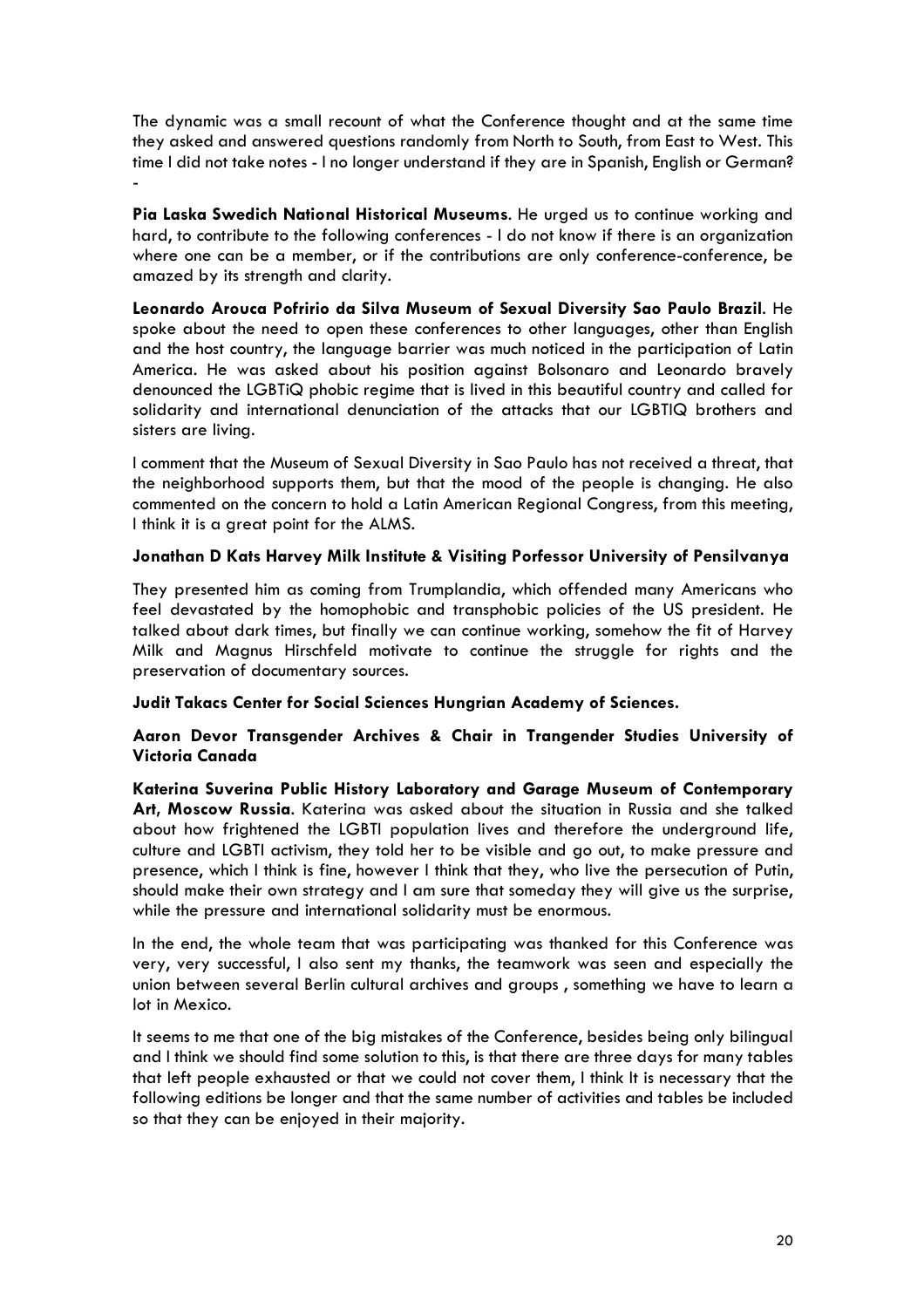The dynamic was a small recount of what the Conference thought and at the same time they asked and answered questions randomly from North to South, from East to West. This time I did not take notes - I no longer understand if they are in Spanish, English or German? -

**Pia Laska Swedich National Historical Museums**. He urged us to continue working and hard, to contribute to the following conferences - I do not know if there is an organization where one can be a member, or if the contributions are only conference-conference, be amazed by its strength and clarity.

**Leonardo Arouca Pofririo da Silva Museum of Sexual Diversity Sao Paulo Brazil**. He spoke about the need to open these conferences to other languages, other than English and the host country, the language barrier was much noticed in the participation of Latin America. He was asked about his position against Bolsonaro and Leonardo bravely denounced the LGBTiQ phobic regime that is lived in this beautiful country and called for solidarity and international denunciation of the attacks that our LGBTIQ brothers and sisters are living.

I comment that the Museum of Sexual Diversity in Sao Paulo has not received a threat, that the neighborhood supports them, but that the mood of the people is changing. He also commented on the concern to hold a Latin American Regional Congress, from this meeting, I think it is a great point for the ALMS.

**Jonathan D Kats Harvey Milk Institute & Visiting Porfessor University of Pensilvanya**

They presented him as coming from Trumplandia, which offended many Americans who feel devastated by the homophobic and transphobic policies of the US president. He talked about dark times, but finally we can continue working, somehow the fit of Harvey Milk and Magnus Hirschfeld motivate to continue the struggle for rights and the preservation of documentary sources.

**Judit Takacs Center for Social Sciences Hungrian Academy of Sciences.**

**Aaron Devor Transgender Archives & Chair in Trangender Studies University of Victoria Canada**

**Katerina Suverina Public History Laboratory and Garage Museum of Contemporary Art, Moscow Russia**. Katerina was asked about the situation in Russia and she talked about how frightened the LGBTI population lives and therefore the underground life, culture and LGBTI activism, they told her to be visible and go out, to make pressure and presence, which I think is fine, however I think that they, who live the persecution of Putin, should make their own strategy and I am sure that someday they will give us the surprise, while the pressure and international solidarity must be enormous.

In the end, the whole team that was participating was thanked for this Conference was very, very successful, I also sent my thanks, the teamwork was seen and especially the union between several Berlin cultural archives and groups , something we have to learn a lot in Mexico.

It seems to me that one of the big mistakes of the Conference, besides being only bilingual and I think we should find some solution to this, is that there are three days for many tables that left people exhausted or that we could not cover them, I think It is necessary that the following editions be longer and that the same number of activities and tables be included so that they can be enjoyed in their majority.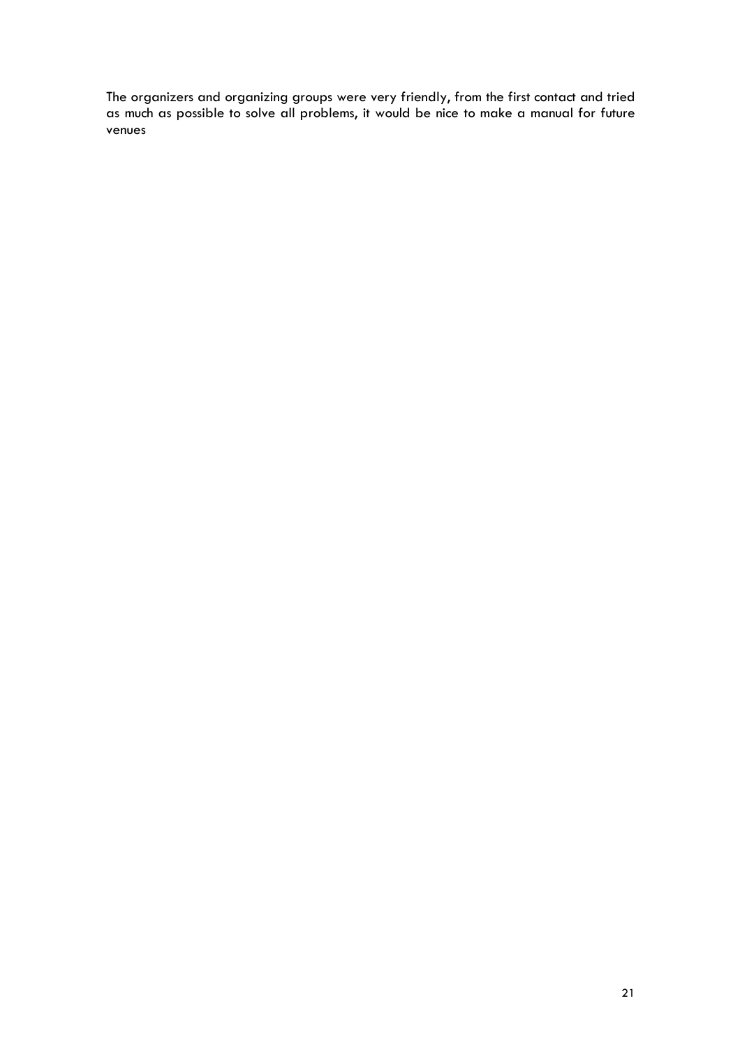The organizers and organizing groups were very friendly, from the first contact and tried as much as possible to solve all problems, it would be nice to make a manual for future venues